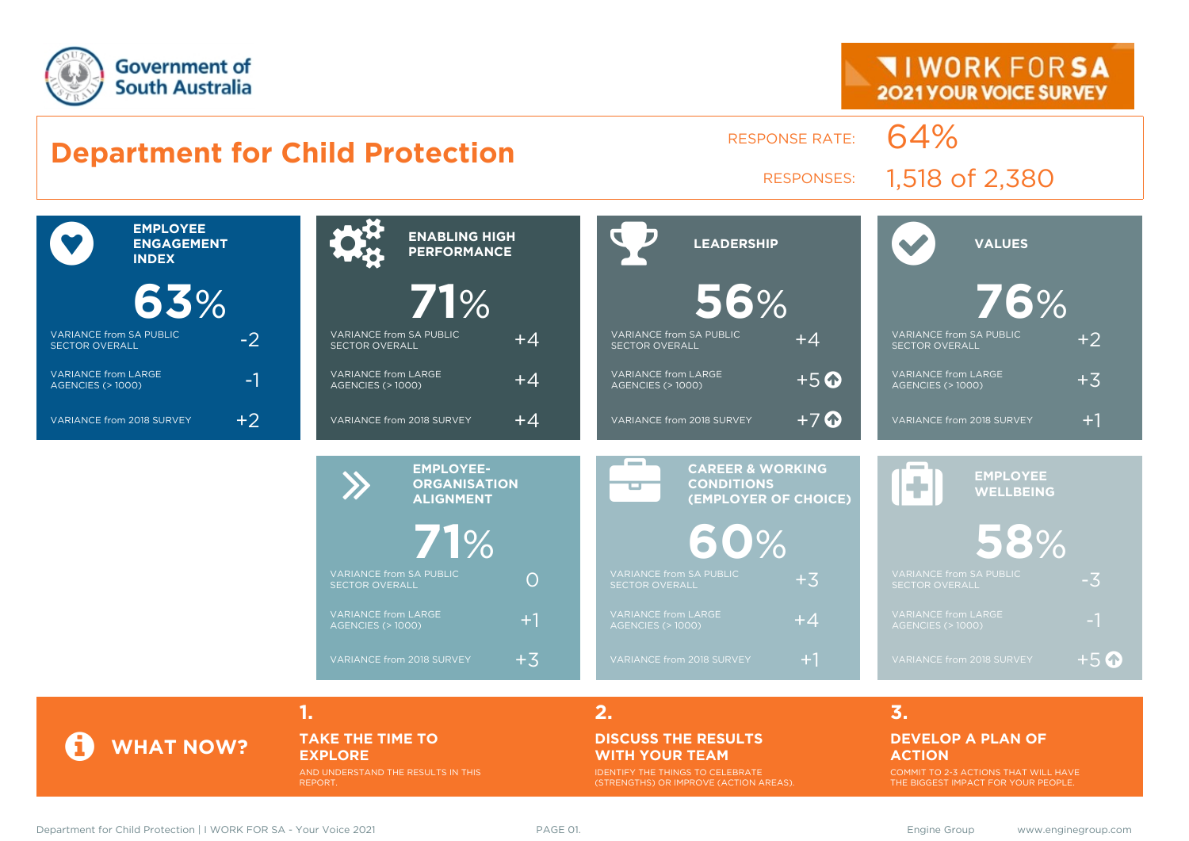Government of South Australia

I WORK FOR SA
2021 YOUR VOICE SURVEY

# Department for Child Protection

RESPONSE RATE: 64%

RESPONSES: 1,518 of 2,380

## EMPLOYEE ENGAGEMENT INDEX

**63%**

| | |
|---|---|
| VARIANCE from SA PUBLIC SECTOR OVERALL | -2 |
| VARIANCE from LARGE AGENCIES (> 1000) | -1 |
| VARIANCE from 2018 SURVEY | +2 |

## ENABLING HIGH PERFORMANCE

**71%**

| | |
|---|---|
| VARIANCE from SA PUBLIC SECTOR OVERALL | +4 |
| VARIANCE from LARGE AGENCIES (> 1000) | +4 |
| VARIANCE from 2018 SURVEY | +4 |

## LEADERSHIP

**56%**

| | |
|---|---|
| VARIANCE from SA PUBLIC SECTOR OVERALL | +4 |
| VARIANCE from LARGE AGENCIES (> 1000) | +5 ↑ |
| VARIANCE from 2018 SURVEY | +7 ↑ |

## VALUES

**76%**

| | |
|---|---|
| VARIANCE from SA PUBLIC SECTOR OVERALL | +2 |
| VARIANCE from LARGE AGENCIES (> 1000) | +3 |
| VARIANCE from 2018 SURVEY | +1 |

## EMPLOYEE-ORGANISATION ALIGNMENT

**71%**

| | |
|---|---|
| VARIANCE from SA PUBLIC SECTOR OVERALL | 0 |
| VARIANCE from LARGE AGENCIES (> 1000) | +1 |
| VARIANCE from 2018 SURVEY | +3 |

## CAREER & WORKING CONDITIONS (EMPLOYER OF CHOICE)

**60%**

| | |
|---|---|
| VARIANCE from SA PUBLIC SECTOR OVERALL | +3 |
| VARIANCE from LARGE AGENCIES (> 1000) | +4 |
| VARIANCE from 2018 SURVEY | +1 |

## EMPLOYEE WELLBEING

**58%**

| | |
|---|---|
| VARIANCE from SA PUBLIC SECTOR OVERALL | -3 |
| VARIANCE from LARGE AGENCIES (> 1000) | -1 |
| VARIANCE from 2018 SURVEY | +5 ↑ |

## WHAT NOW?

**1. TAKE THE TIME TO EXPLORE**

AND UNDERSTAND THE RESULTS IN THIS REPORT.

**2. DISCUSS THE RESULTS WITH YOUR TEAM**

IDENTIFY THE THINGS TO CELEBRATE (STRENGTHS) OR IMPROVE (ACTION AREAS).

**3. DEVELOP A PLAN OF ACTION**

COMMIT TO 2-3 ACTIONS THAT WILL HAVE THE BIGGEST IMPACT FOR YOUR PEOPLE.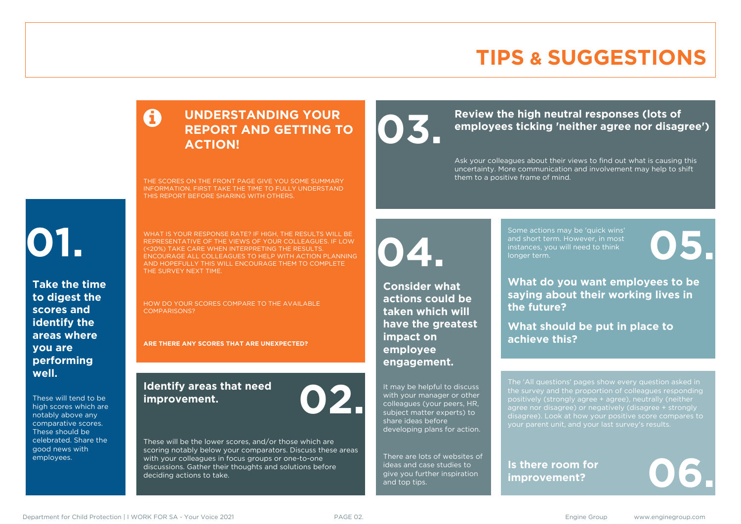# TIPS & SUGGESTIONS

## UNDERSTANDING YOUR REPORT AND GETTING TO ACTION!

THE SCORES ON THE FRONT PAGE GIVE YOU SOME SUMMARY INFORMATION. FIRST TAKE THE TIME TO FULLY UNDERSTAND THIS REPORT BEFORE SHARING WITH OTHERS.

WHAT IS YOUR RESPONSE RATE? IF HIGH, THE RESULTS WILL BE REPRESENTATIVE OF THE VIEWS OF YOUR COLLEAGUES. IF LOW (<20%) TAKE CARE WHEN INTERPRETING THE RESULTS. ENCOURAGE ALL COLLEAGUES TO HELP WITH ACTION PLANNING AND HOPEFULLY THIS WILL ENCOURAGE THEM TO COMPLETE THE SURVEY NEXT TIME.

HOW DO YOUR SCORES COMPARE TO THE AVAILABLE COMPARISONS?

**ARE THERE ANY SCORES THAT ARE UNEXPECTED?**

## 01. Take the time to digest the scores and identify the areas where you are performing well.

These will tend to be high scores which are notably above any comparative scores. These should be celebrated. Share the good news with employees.

## 02. Identify areas that need improvement.

These will be the lower scores, and/or those which are scoring notably below your comparators. Discuss these areas with your colleagues in focus groups or one-to-one discussions. Gather their thoughts and solutions before deciding actions to take.

## 03. Review the high neutral responses (lots of employees ticking 'neither agree nor disagree')

Ask your colleagues about their views to find out what is causing this uncertainty. More communication and involvement may help to shift them to a positive frame of mind.

## 04. Consider what actions could be taken which will have the greatest impact on employee engagement.

It may be helpful to discuss with your manager or other colleagues (your peers, HR, subject matter experts) to share ideas before developing plans for action.

There are lots of websites of ideas and case studies to give you further inspiration and top tips.

## 05. What do you want employees to be saying about their working lives in the future?

Some actions may be 'quick wins' and short term. However, in most instances, you will need to think longer term.

**What should be put in place to achieve this?**

## 06. Is there room for improvement?

The 'All questions' pages show every question asked in the survey and the proportion of colleagues responding positively (strongly agree + agree), neutrally (neither agree nor disagree) or negatively (disagree + strongly disagree). Look at how your positive score compares to your parent unit, and your last survey's results.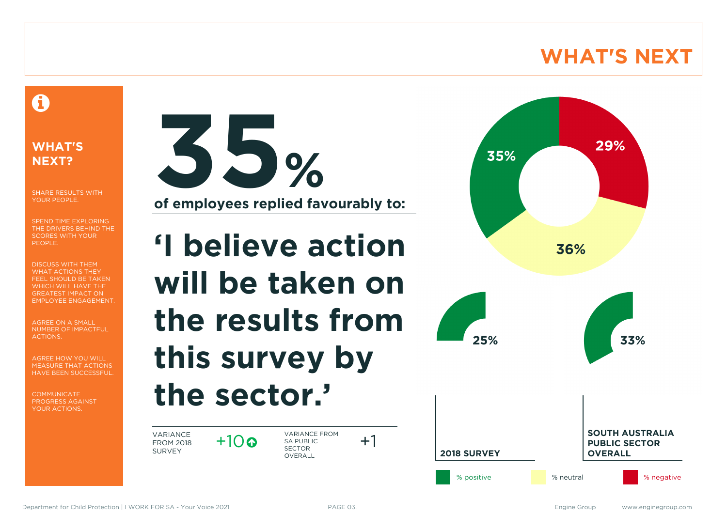# WHAT'S NEXT

## WHAT'S NEXT?

SHARE RESULTS WITH YOUR PEOPLE.

SPEND TIME EXPLORING THE DRIVERS BEHIND THE SCORES WITH YOUR PEOPLE.

DISCUSS WITH THEM WHAT ACTIONS THEY FEEL SHOULD BE TAKEN WHICH WILL HAVE THE GREATEST IMPACT ON EMPLOYEE ENGAGEMENT.

AGREE ON A SMALL NUMBER OF IMPACTFUL ACTIONS.

AGREE HOW YOU WILL MEASURE THAT ACTIONS HAVE BEEN SUCCESSFUL.

COMMUNICATE PROGRESS AGAINST YOUR ACTIONS.

# 35%

**of employees replied favourably to:**

## 'I believe action will be taken on the results from this survey by the sector.'

| VARIANCE FROM 2018 SURVEY | +10 ↑ | VARIANCE FROM SA PUBLIC SECTOR OVERALL | +1 |
|---|---|---|---|

| | % positive | % neutral | % negative |
|---|---|---|---|
| Current | 35% | 36% | 29% |
| 2018 SURVEY | 25% | | |
| SOUTH AUSTRALIA PUBLIC SECTOR OVERALL | 33% | | |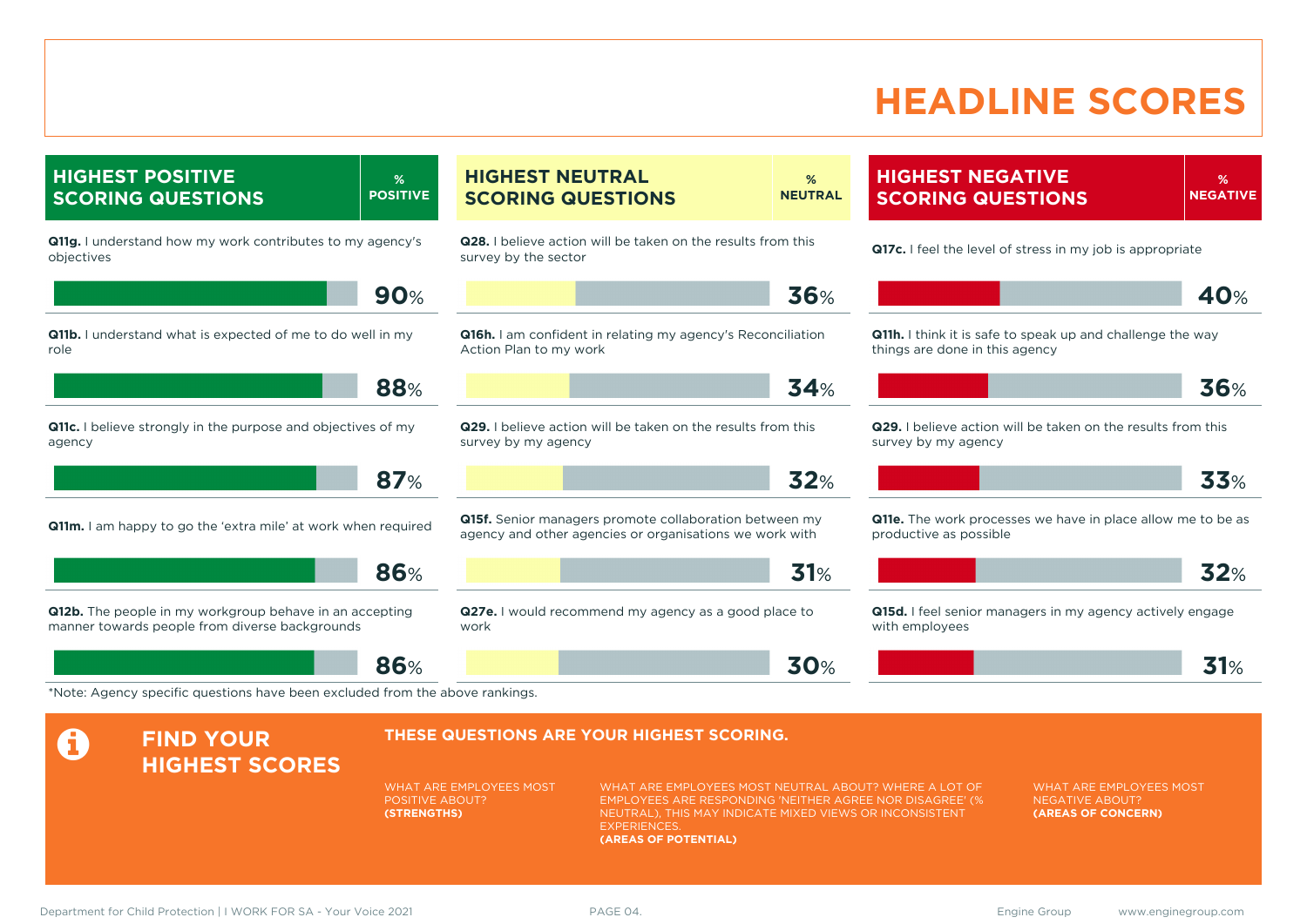# HEADLINE SCORES

## HIGHEST POSITIVE SCORING QUESTIONS

| Question | % POSITIVE |
|---|---|
| **Q11g.** I understand how my work contributes to my agency's objectives | 90% |
| **Q11b.** I understand what is expected of me to do well in my role | 88% |
| **Q11c.** I believe strongly in the purpose and objectives of my agency | 87% |
| **Q11m.** I am happy to go the 'extra mile' at work when required | 86% |
| **Q12b.** The people in my workgroup behave in an accepting manner towards people from diverse backgrounds | 86% |

## HIGHEST NEUTRAL SCORING QUESTIONS

| Question | % NEUTRAL |
|---|---|
| **Q28.** I believe action will be taken on the results from this survey by the sector | 36% |
| **Q16h.** I am confident in relating my agency's Reconciliation Action Plan to my work | 34% |
| **Q29.** I believe action will be taken on the results from this survey by my agency | 32% |
| **Q15f.** Senior managers promote collaboration between my agency and other agencies or organisations we work with | 31% |
| **Q27e.** I would recommend my agency as a good place to work | 30% |

## HIGHEST NEGATIVE SCORING QUESTIONS

| Question | % NEGATIVE |
|---|---|
| **Q17c.** I feel the level of stress in my job is appropriate | 40% |
| **Q11h.** I think it is safe to speak up and challenge the way things are done in this agency | 36% |
| **Q29.** I believe action will be taken on the results from this survey by my agency | 33% |
| **Q11e.** The work processes we have in place allow me to be as productive as possible | 32% |
| **Q15d.** I feel senior managers in my agency actively engage with employees | 31% |

*Note: Agency specific questions have been excluded from the above rankings.

## FIND YOUR HIGHEST SCORES

**THESE QUESTIONS ARE YOUR HIGHEST SCORING.**

WHAT ARE EMPLOYEES MOST POSITIVE ABOUT? **(STRENGTHS)**

WHAT ARE EMPLOYEES MOST NEUTRAL ABOUT? WHERE A LOT OF EMPLOYEES ARE RESPONDING 'NEITHER AGREE NOR DISAGREE' (% NEUTRAL), THIS MAY INDICATE MIXED VIEWS OR INCONSISTENT EXPERIENCES. **(AREAS OF POTENTIAL)**

WHAT ARE EMPLOYEES MOST NEGATIVE ABOUT? **(AREAS OF CONCERN)**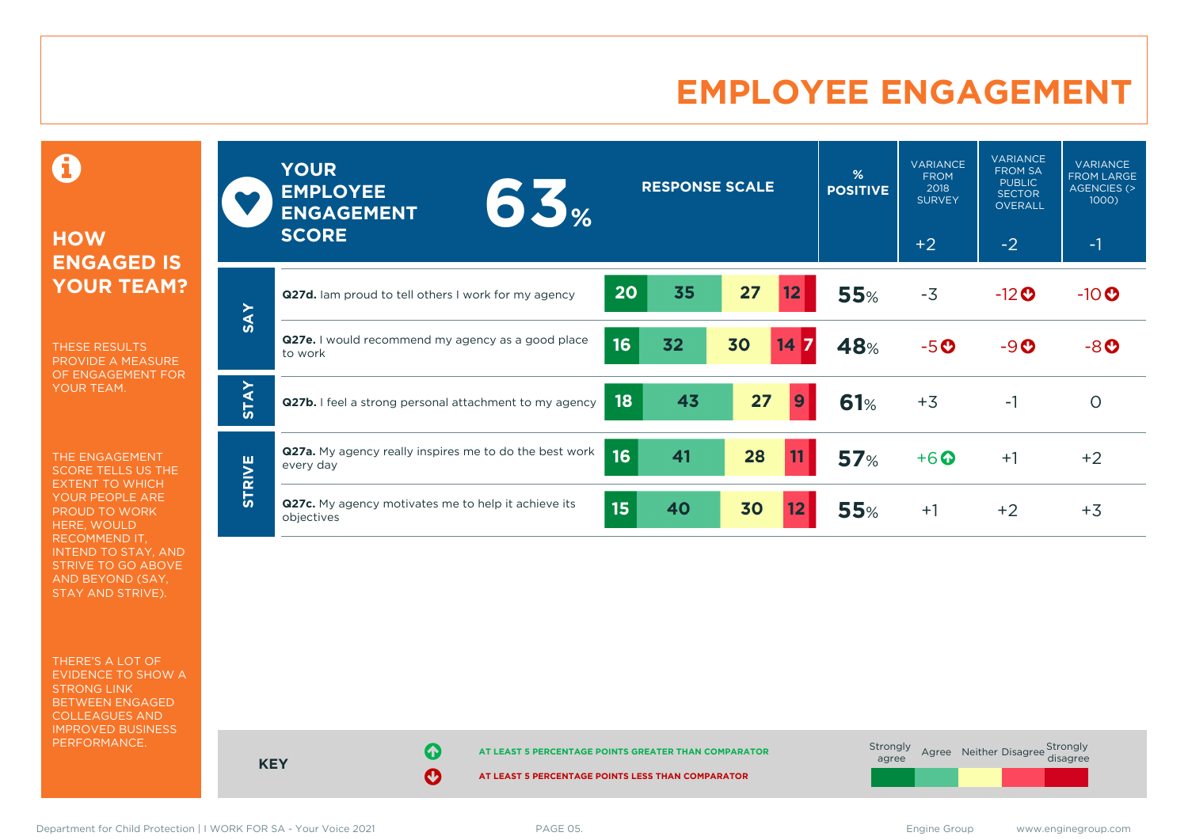# EMPLOYEE ENGAGEMENT

## HOW ENGAGED IS YOUR TEAM?

THESE RESULTS PROVIDE A MEASURE OF ENGAGEMENT FOR YOUR TEAM.

THE ENGAGEMENT SCORE TELLS US THE EXTENT TO WHICH YOUR PEOPLE ARE PROUD TO WORK HERE, WOULD RECOMMEND IT, INTEND TO STAY, AND STRIVE TO GO ABOVE AND BEYOND (SAY, STAY AND STRIVE).

THERE'S A LOT OF EVIDENCE TO SHOW A STRONG LINK BETWEEN ENGAGED COLLEAGUES AND IMPROVED BUSINESS PERFORMANCE.

**YOUR EMPLOYEE ENGAGEMENT SCORE: 63%**

| | Question | Strongly agree | Agree | Neither | Disagree | Strongly disagree | % POSITIVE | VARIANCE FROM 2018 SURVEY (+2) | VARIANCE FROM SA PUBLIC SECTOR OVERALL (-2) | VARIANCE FROM LARGE AGENCIES (> 1000) (-1) |
|---|---|---|---|---|---|---|---|---|---|---|
| SAY | **Q27d.** Iam proud to tell others I work for my agency | 20 | 35 | 27 | 12 | | 55% | -3 | -12 ↓ | -10 ↓ |
| SAY | **Q27e.** I would recommend my agency as a good place to work | 16 | 32 | 30 | 14 | 7 | 48% | -5 ↓ | -9 ↓ | -8 ↓ |
| STAY | **Q27b.** I feel a strong personal attachment to my agency | 18 | 43 | 27 | 9 | | 61% | +3 | -1 | 0 |
| STRIVE | **Q27a.** My agency really inspires me to do the best work every day | 16 | 41 | 28 | 11 | | 57% | +6 ↑ | +1 | +2 |
| STRIVE | **Q27c.** My agency motivates me to help it achieve its objectives | 15 | 40 | 30 | 12 | | 55% | +1 | +2 | +3 |

**KEY**

↑ AT LEAST 5 PERCENTAGE POINTS GREATER THAN COMPARATOR

↓ AT LEAST 5 PERCENTAGE POINTS LESS THAN COMPARATOR

Response scale: Strongly agree, Agree, Neither, Disagree, Strongly disagree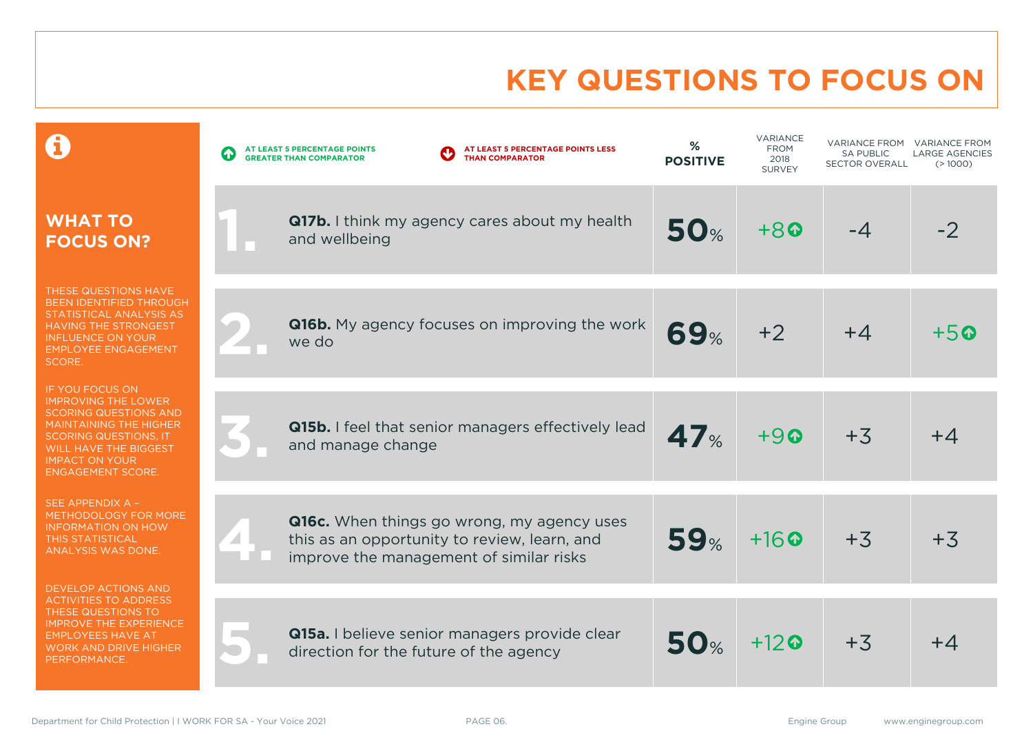# KEY QUESTIONS TO FOCUS ON

## WHAT TO FOCUS ON?

THESE QUESTIONS HAVE BEEN IDENTIFIED THROUGH STATISTICAL ANALYSIS AS HAVING THE STRONGEST INFLUENCE ON YOUR EMPLOYEE ENGAGEMENT SCORE.

IF YOU FOCUS ON IMPROVING THE LOWER SCORING QUESTIONS AND MAINTAINING THE HIGHER SCORING QUESTIONS, IT WILL HAVE THE BIGGEST IMPACT ON YOUR ENGAGEMENT SCORE.

SEE APPENDIX A – METHODOLOGY FOR MORE INFORMATION ON HOW THIS STATISTICAL ANALYSIS WAS DONE.

DEVELOP ACTIONS AND ACTIVITIES TO ADDRESS THESE QUESTIONS TO IMPROVE THE EXPERIENCE EMPLOYEES HAVE AT WORK AND DRIVE HIGHER PERFORMANCE.

↑ AT LEAST 5 PERCENTAGE POINTS GREATER THAN COMPARATOR

↓ AT LEAST 5 PERCENTAGE POINTS LESS THAN COMPARATOR

| | Question | % POSITIVE | VARIANCE FROM 2018 SURVEY | VARIANCE FROM SA PUBLIC SECTOR OVERALL | VARIANCE FROM LARGE AGENCIES (> 1000) |
|---|---|---|---|---|---|
| 1. | **Q17b.** I think my agency cares about my health and wellbeing | 50% | +8 ↑ | -4 | -2 |
| 2. | **Q16b.** My agency focuses on improving the work we do | 69% | +2 | +4 | +5 ↑ |
| 3. | **Q15b.** I feel that senior managers effectively lead and manage change | 47% | +9 ↑ | +3 | +4 |
| 4. | **Q16c.** When things go wrong, my agency uses this as an opportunity to review, learn, and improve the management of similar risks | 59% | +16 ↑ | +3 | +3 |
| 5. | **Q15a.** I believe senior managers provide clear direction for the future of the agency | 50% | +12 ↑ | +3 | +4 |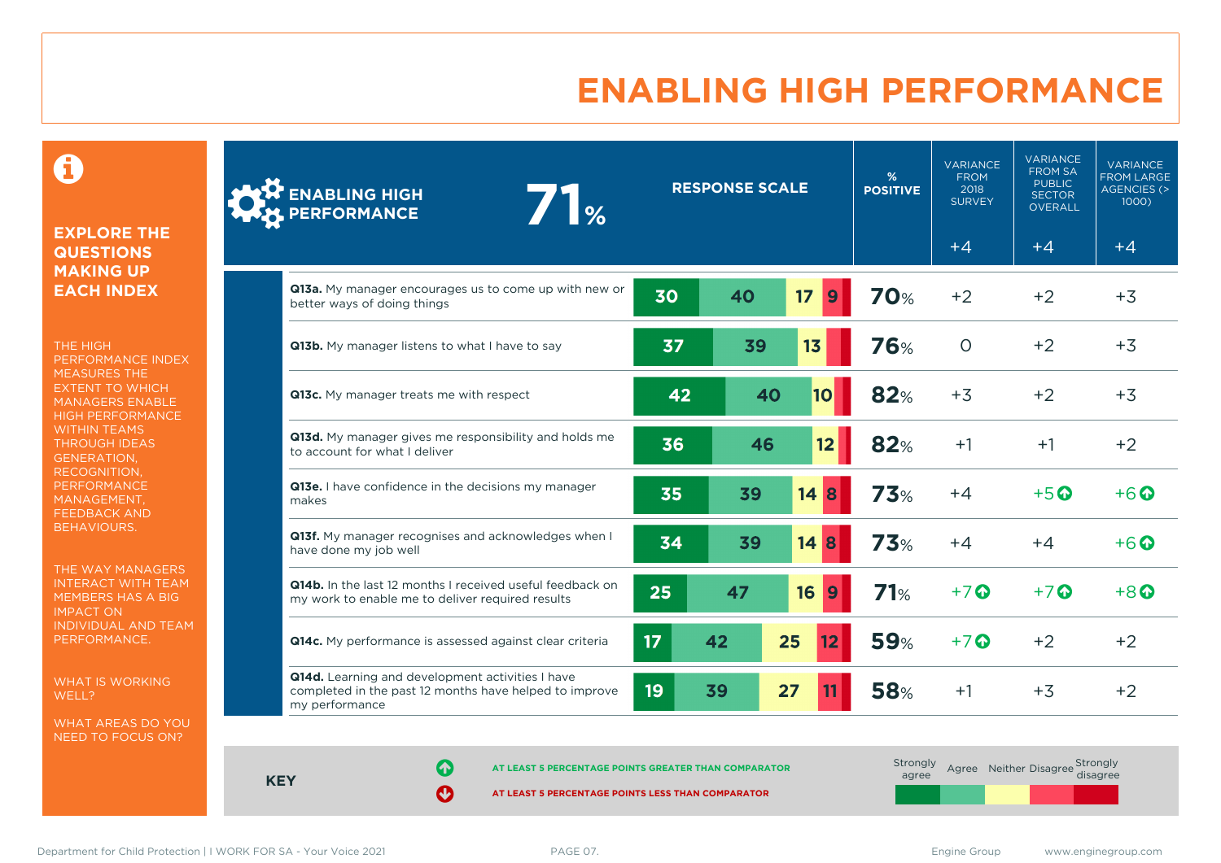# ENABLING HIGH PERFORMANCE

## EXPLORE THE QUESTIONS MAKING UP EACH INDEX

THE HIGH PERFORMANCE INDEX MEASURES THE EXTENT TO WHICH MANAGERS ENABLE HIGH PERFORMANCE WITHIN TEAMS THROUGH IDEAS GENERATION, RECOGNITION, PERFORMANCE MANAGEMENT, FEEDBACK AND BEHAVIOURS.

THE WAY MANAGERS INTERACT WITH TEAM MEMBERS HAS A BIG IMPACT ON INDIVIDUAL AND TEAM PERFORMANCE.

WHAT IS WORKING WELL?

WHAT AREAS DO YOU NEED TO FOCUS ON?

**ENABLING HIGH PERFORMANCE 71%**

| Question | Strongly agree | Agree | Neither | Disagree / Strongly disagree | % POSITIVE | VARIANCE FROM 2018 SURVEY (+4) | VARIANCE FROM SA PUBLIC SECTOR OVERALL (+4) | VARIANCE FROM LARGE AGENCIES (> 1000) (+4) |
|---|---|---|---|---|---|---|---|---|
| **Q13a.** My manager encourages us to come up with new or better ways of doing things | 30 | 40 | 17 | 9 | 70% | +2 | +2 | +3 |
| **Q13b.** My manager listens to what I have to say | 37 | 39 | 13 | | 76% | 0 | +2 | +3 |
| **Q13c.** My manager treats me with respect | 42 | 40 | 10 | | 82% | +3 | +2 | +3 |
| **Q13d.** My manager gives me responsibility and holds me to account for what I deliver | 36 | 46 | 12 | | 82% | +1 | +1 | +2 |
| **Q13e.** I have confidence in the decisions my manager makes | 35 | 39 | 14 | 8 | 73% | +4 | +5 ↑ | +6 ↑ |
| **Q13f.** My manager recognises and acknowledges when I have done my job well | 34 | 39 | 14 | 8 | 73% | +4 | +4 | +6 ↑ |
| **Q14b.** In the last 12 months I received useful feedback on my work to enable me to deliver required results | 25 | 47 | 16 | 9 | 71% | +7 ↑ | +7 ↑ | +8 ↑ |
| **Q14c.** My performance is assessed against clear criteria | 17 | 42 | 25 | 12 | 59% | +7 ↑ | +2 | +2 |
| **Q14d.** Learning and development activities I have completed in the past 12 months have helped to improve my performance | 19 | 39 | 27 | 11 | 58% | +1 | +3 | +2 |

**KEY**

↑ AT LEAST 5 PERCENTAGE POINTS GREATER THAN COMPARATOR

↓ AT LEAST 5 PERCENTAGE POINTS LESS THAN COMPARATOR

Response scale: Strongly agree, Agree, Neither, Disagree, Strongly disagree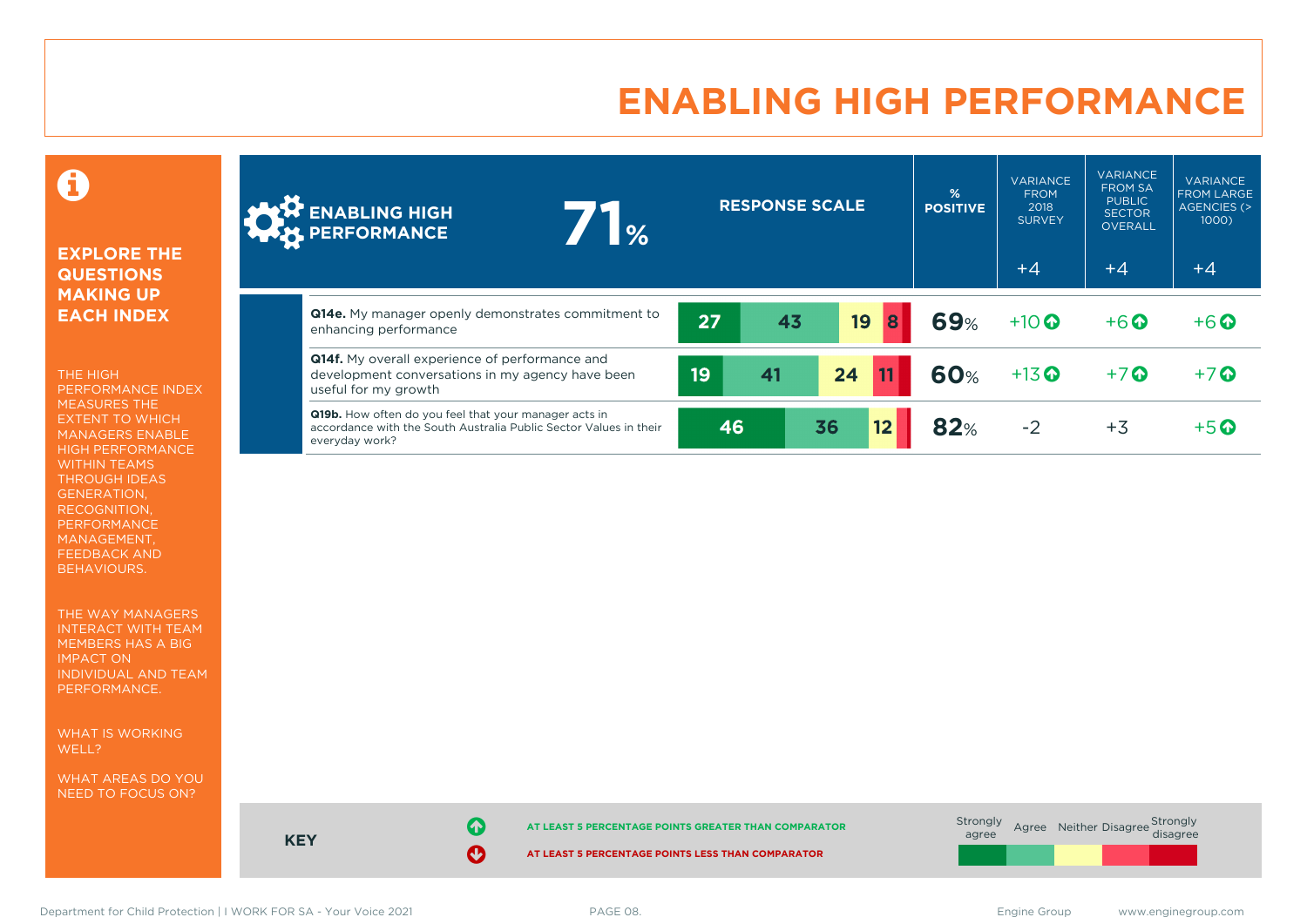# ENABLING HIGH PERFORMANCE

## EXPLORE THE QUESTIONS MAKING UP EACH INDEX

THE HIGH PERFORMANCE INDEX MEASURES THE EXTENT TO WHICH MANAGERS ENABLE HIGH PERFORMANCE WITHIN TEAMS THROUGH IDEAS GENERATION, RECOGNITION, PERFORMANCE MANAGEMENT, FEEDBACK AND BEHAVIOURS.

THE WAY MANAGERS INTERACT WITH TEAM MEMBERS HAS A BIG IMPACT ON INDIVIDUAL AND TEAM PERFORMANCE.

WHAT IS WORKING WELL?

WHAT AREAS DO YOU NEED TO FOCUS ON?

| ENABLING HIGH PERFORMANCE 71% | Strongly agree | Agree | Neither | Disagree | Strongly disagree | % POSITIVE | VARIANCE FROM 2018 SURVEY | VARIANCE FROM SA PUBLIC SECTOR OVERALL | VARIANCE FROM LARGE AGENCIES (> 1000) |
|---|---|---|---|---|---|---|---|---|---|
| | | | | | | | +4 | +4 | +4 |
| **Q14e.** My manager openly demonstrates commitment to enhancing performance | 27 | 43 | 19 | 8 | | 69% | +10 ↑ | +6 ↑ | +6 ↑ |
| **Q14f.** My overall experience of performance and development conversations in my agency have been useful for my growth | 19 | 41 | 24 | 11 | | 60% | +13 ↑ | +7 ↑ | +7 ↑ |
| **Q19b.** How often do you feel that your manager acts in accordance with the South Australia Public Sector Values in their everyday work? | 46 | 36 | 12 | | | 82% | -2 | +3 | +5 ↑ |

**KEY**

↑ AT LEAST 5 PERCENTAGE POINTS GREATER THAN COMPARATOR

↓ AT LEAST 5 PERCENTAGE POINTS LESS THAN COMPARATOR

Strongly agree | Agree | Neither | Disagree | Strongly disagree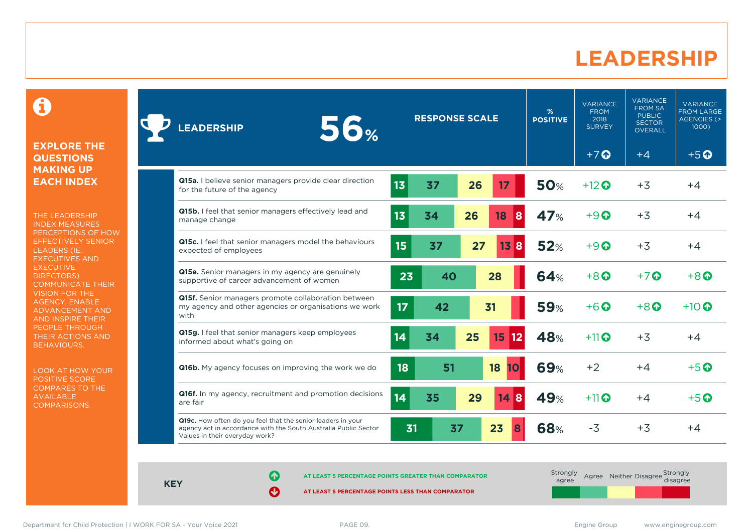# LEADERSHIP

## EXPLORE THE QUESTIONS MAKING UP EACH INDEX

THE LEADERSHIP INDEX MEASURES PERCEPTIONS OF HOW EFFECTIVELY SENIOR LEADERS (IE. EXECUTIVES AND EXECUTIVE DIRECTORS) COMMUNICATE THEIR VISION FOR THE AGENCY, ENABLE ADVANCEMENT AND AND INSPIRE THEIR PEOPLE THROUGH THEIR ACTIONS AND BEHAVIOURS.

LOOK AT HOW YOUR POSITIVE SCORE COMPARES TO THE AVAILABLE COMPARISONS.

| LEADERSHIP 56% | Strongly agree | Agree | Neither | Disagree | Strongly disagree | % POSITIVE | VARIANCE FROM 2018 SURVEY (+7 ↑) | VARIANCE FROM SA PUBLIC SECTOR OVERALL (+4) | VARIANCE FROM LARGE AGENCIES (> 1000) (+5 ↑) |
|---|---|---|---|---|---|---|---|---|---|
| **Q15a.** I believe senior managers provide clear direction for the future of the agency | 13 | 37 | 26 | 17 | | 50% | +12 ↑ | +3 | +4 |
| **Q15b.** I feel that senior managers effectively lead and manage change | 13 | 34 | 26 | 18 | 8 | 47% | +9 ↑ | +3 | +4 |
| **Q15c.** I feel that senior managers model the behaviours expected of employees | 15 | 37 | 27 | 13 | 8 | 52% | +9 ↑ | +3 | +4 |
| **Q15e.** Senior managers in my agency are genuinely supportive of career advancement of women | 23 | 40 | 28 | | | 64% | +8 ↑ | +7 ↑ | +8 ↑ |
| **Q15f.** Senior managers promote collaboration between my agency and other agencies or organisations we work with | 17 | 42 | 31 | | | 59% | +6 ↑ | +8 ↑ | +10 ↑ |
| **Q15g.** I feel that senior managers keep employees informed about what's going on | 14 | 34 | 25 | 15 | 12 | 48% | +11 ↑ | +3 | +4 |
| **Q16b.** My agency focuses on improving the work we do | 18 | 51 | 18 | 10 | | 69% | +2 | +4 | +5 ↑ |
| **Q16f.** In my agency, recruitment and promotion decisions are fair | 14 | 35 | 29 | 14 | 8 | 49% | +11 ↑ | +4 | +5 ↑ |
| **Q19c.** How often do you feel that the senior leaders in your agency act in accordance with the South Australia Public Sector Values in their everyday work? | 31 | 37 | 23 | 8 | | 68% | -3 | +3 | +4 |

**KEY**

↑ AT LEAST 5 PERCENTAGE POINTS GREATER THAN COMPARATOR

↓ AT LEAST 5 PERCENTAGE POINTS LESS THAN COMPARATOR

Strongly agree | Agree | Neither | Disagree | Strongly disagree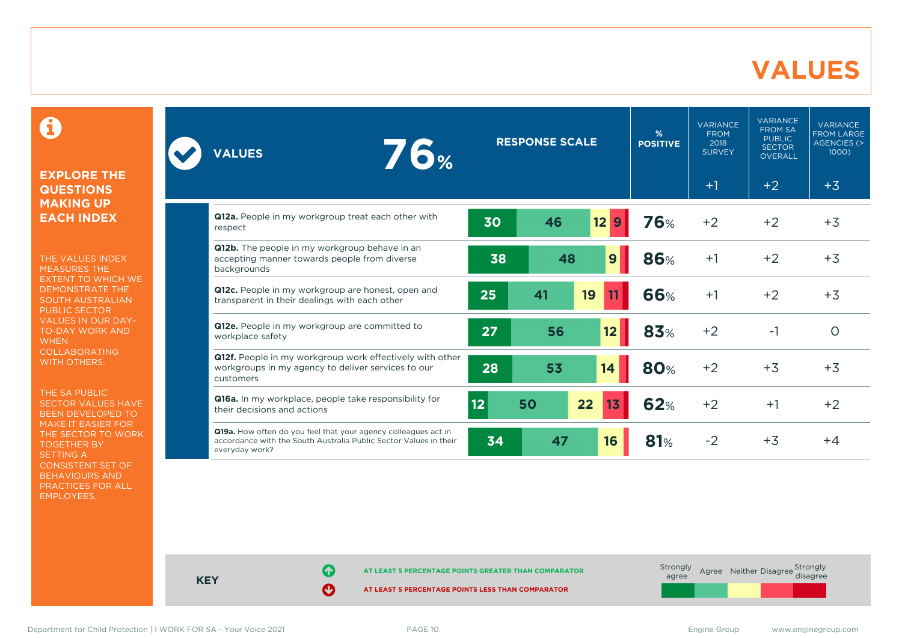# VALUES

## EXPLORE THE QUESTIONS MAKING UP EACH INDEX

THE VALUES INDEX MEASURES THE EXTENT TO WHICH WE DEMONSTRATE THE SOUTH AUSTRALIAN PUBLIC SECTOR VALUES IN OUR DAY-TO-DAY WORK AND WHEN COLLABORATING WITH OTHERS.

THE SA PUBLIC SECTOR VALUES HAVE BEEN DEVELOPED TO MAKE IT EASIER FOR THE SECTOR TO WORK TOGETHER BY SETTING A CONSISTENT SET OF BEHAVIOURS AND PRACTICES FOR ALL EMPLOYEES.

| VALUES 76% | Strongly agree | Agree | Neither | Disagree | Strongly disagree | % POSITIVE | VARIANCE FROM 2018 SURVEY | VARIANCE FROM SA PUBLIC SECTOR OVERALL | VARIANCE FROM LARGE AGENCIES (> 1000) |
|---|---|---|---|---|---|---|---|---|---|
| **Index** | | | | | | | +1 | +2 | +3 |
| **Q12a.** People in my workgroup treat each other with respect | 30 | 46 | 12 | 9 | | 76% | +2 | +2 | +3 |
| **Q12b.** The people in my workgroup behave in an accepting manner towards people from diverse backgrounds | 38 | 48 | 9 | | | 86% | +1 | +2 | +3 |
| **Q12c.** People in my workgroup are honest, open and transparent in their dealings with each other | 25 | 41 | 19 | 11 | | 66% | +1 | +2 | +3 |
| **Q12e.** People in my workgroup are committed to workplace safety | 27 | 56 | 12 | | | 83% | +2 | -1 | 0 |
| **Q12f.** People in my workgroup work effectively with other workgroups in my agency to deliver services to our customers | 28 | 53 | 14 | | | 80% | +2 | +3 | +3 |
| **Q16a.** In my workplace, people take responsibility for their decisions and actions | 12 | 50 | 22 | 13 | | 62% | +2 | +1 | +2 |
| **Q19a.** How often do you feel that your agency colleagues act in accordance with the South Australia Public Sector Values in their everyday work? | 34 | 47 | 16 | | | 81% | -2 | +3 | +4 |

**KEY**

- AT LEAST 5 PERCENTAGE POINTS GREATER THAN COMPARATOR
- AT LEAST 5 PERCENTAGE POINTS LESS THAN COMPARATOR

Strongly agree | Agree | Neither | Disagree | Strongly disagree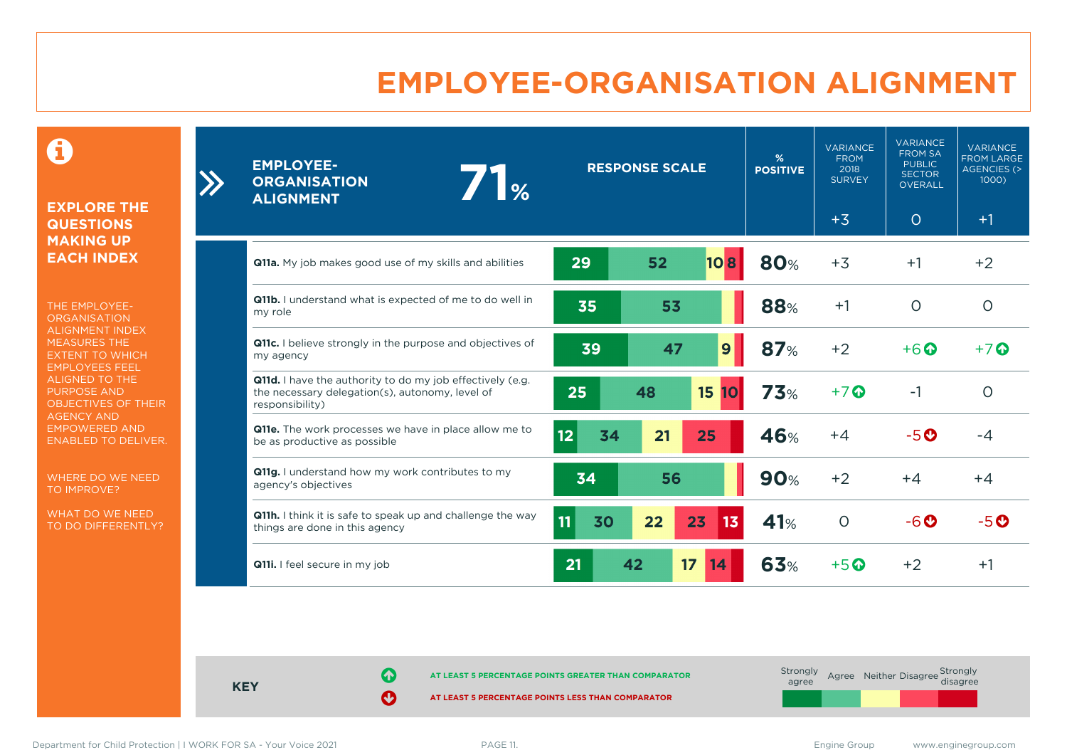# EMPLOYEE-ORGANISATION ALIGNMENT

## EXPLORE THE QUESTIONS MAKING UP EACH INDEX

THE EMPLOYEE-ORGANISATION ALIGNMENT INDEX MEASURES THE EXTENT TO WHICH EMPLOYEES FEEL ALIGNED TO THE PURPOSE AND OBJECTIVES OF THEIR AGENCY AND EMPOWERED AND ENABLED TO DELIVER.

WHERE DO WE NEED TO IMPROVE?

WHAT DO WE NEED TO DO DIFFERENTLY?

| EMPLOYEE-ORGANISATION ALIGNMENT 71% | Strongly agree | Agree | Neither | Disagree | Strongly disagree | % POSITIVE | VARIANCE FROM 2018 SURVEY (+3) | VARIANCE FROM SA PUBLIC SECTOR OVERALL (0) | VARIANCE FROM LARGE AGENCIES (> 1000) (+1) |
|---|---|---|---|---|---|---|---|---|---|
| **Q11a.** My job makes good use of my skills and abilities | 29 | 52 | 10 | 8 | | 80% | +3 | +1 | +2 |
| **Q11b.** I understand what is expected of me to do well in my role | 35 | 53 | | | | 88% | +1 | 0 | 0 |
| **Q11c.** I believe strongly in the purpose and objectives of my agency | 39 | 47 | 9 | | | 87% | +2 | +6 ↑ | +7 ↑ |
| **Q11d.** I have the authority to do my job effectively (e.g. the necessary delegation(s), autonomy, level of responsibility) | 25 | 48 | 15 | 10 | | 73% | +7 ↑ | -1 | 0 |
| **Q11e.** The work processes we have in place allow me to be as productive as possible | 12 | 34 | 21 | 25 | | 46% | +4 | -5 ↓ | -4 |
| **Q11g.** I understand how my work contributes to my agency's objectives | 34 | 56 | | | | 90% | +2 | +4 | +4 |
| **Q11h.** I think it is safe to speak up and challenge the way things are done in this agency | 11 | 30 | 22 | 23 | 13 | 41% | 0 | -6 ↓ | -5 ↓ |
| **Q11i.** I feel secure in my job | 21 | 42 | 17 | 14 | | 63% | +5 ↑ | +2 | +1 |

**KEY**

↑ AT LEAST 5 PERCENTAGE POINTS GREATER THAN COMPARATOR

↓ AT LEAST 5 PERCENTAGE POINTS LESS THAN COMPARATOR

Strongly agree | Agree | Neither | Disagree | Strongly disagree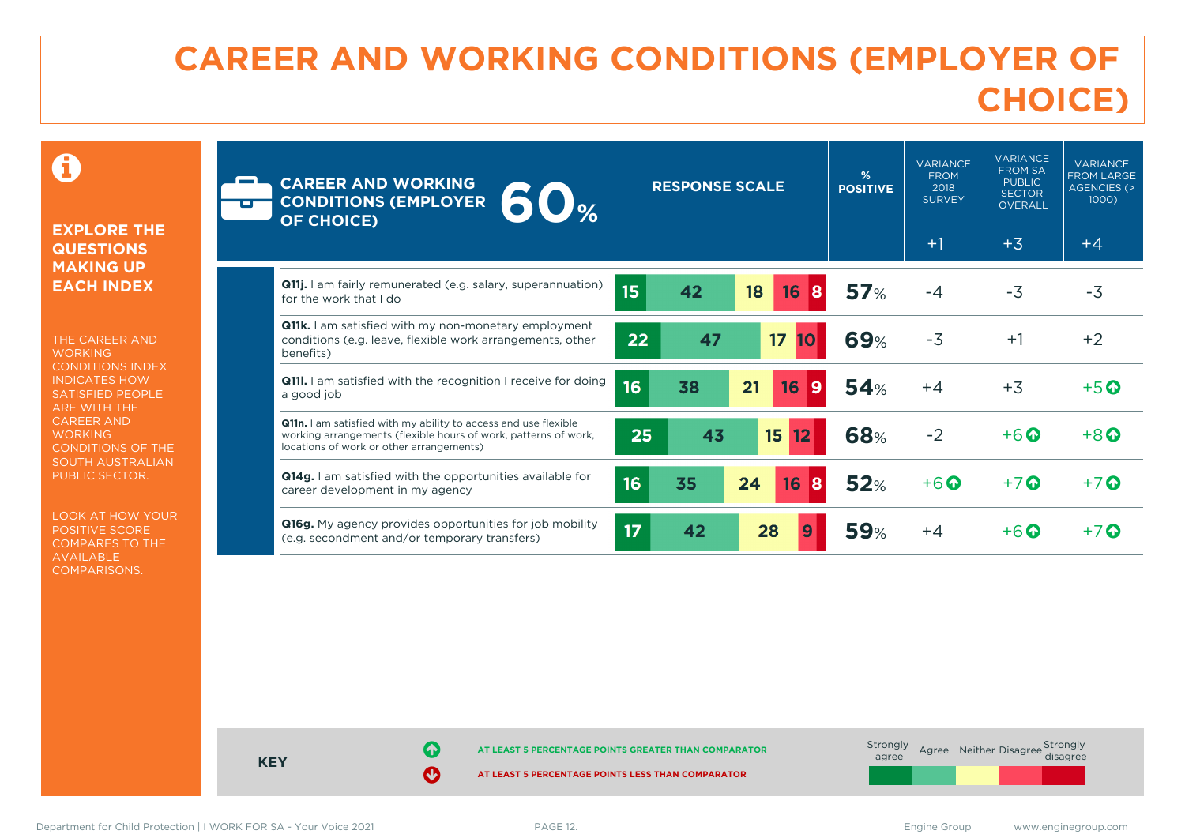# CAREER AND WORKING CONDITIONS (EMPLOYER OF CHOICE)

**EXPLORE THE QUESTIONS MAKING UP EACH INDEX**

THE CAREER AND WORKING CONDITIONS INDEX INDICATES HOW SATISFIED PEOPLE ARE WITH THE CAREER AND WORKING CONDITIONS OF THE SOUTH AUSTRALIAN PUBLIC SECTOR.

LOOK AT HOW YOUR POSITIVE SCORE COMPARES TO THE AVAILABLE COMPARISONS.

| CAREER AND WORKING CONDITIONS (EMPLOYER OF CHOICE) 60% | Strongly agree | Agree | Neither | Disagree | Strongly disagree | % POSITIVE | VARIANCE FROM 2018 SURVEY | VARIANCE FROM SA PUBLIC SECTOR OVERALL | VARIANCE FROM LARGE AGENCIES (> 1000) |
|---|---|---|---|---|---|---|---|---|---|
| | | | | | | | +1 | +3 | +4 |
| **Q11j.** I am fairly remunerated (e.g. salary, superannuation) for the work that I do | 15 | 42 | 18 | 16 | 8 | 57% | -4 | -3 | -3 |
| **Q11k.** I am satisfied with my non-monetary employment conditions (e.g. leave, flexible work arrangements, other benefits) | 22 | 47 | 17 | 10 | | 69% | -3 | +1 | +2 |
| **Q11l.** I am satisfied with the recognition I receive for doing a good job | 16 | 38 | 21 | 16 | 9 | 54% | +4 | +3 | +5 ↑ |
| **Q11n.** I am satisfied with my ability to access and use flexible working arrangements (flexible hours of work, patterns of work, locations of work or other arrangements) | 25 | 43 | 15 | 12 | | 68% | -2 | +6 ↑ | +8 ↑ |
| **Q14g.** I am satisfied with the opportunities available for career development in my agency | 16 | 35 | 24 | 16 | 8 | 52% | +6 ↑ | +7 ↑ | +7 ↑ |
| **Q16g.** My agency provides opportunities for job mobility (e.g. secondment and/or temporary transfers) | 17 | 42 | 28 | 9 | | 59% | +4 | +6 ↑ | +7 ↑ |

**KEY**

↑ AT LEAST 5 PERCENTAGE POINTS GREATER THAN COMPARATOR

↓ AT LEAST 5 PERCENTAGE POINTS LESS THAN COMPARATOR

Strongly agree | Agree | Neither | Disagree | Strongly disagree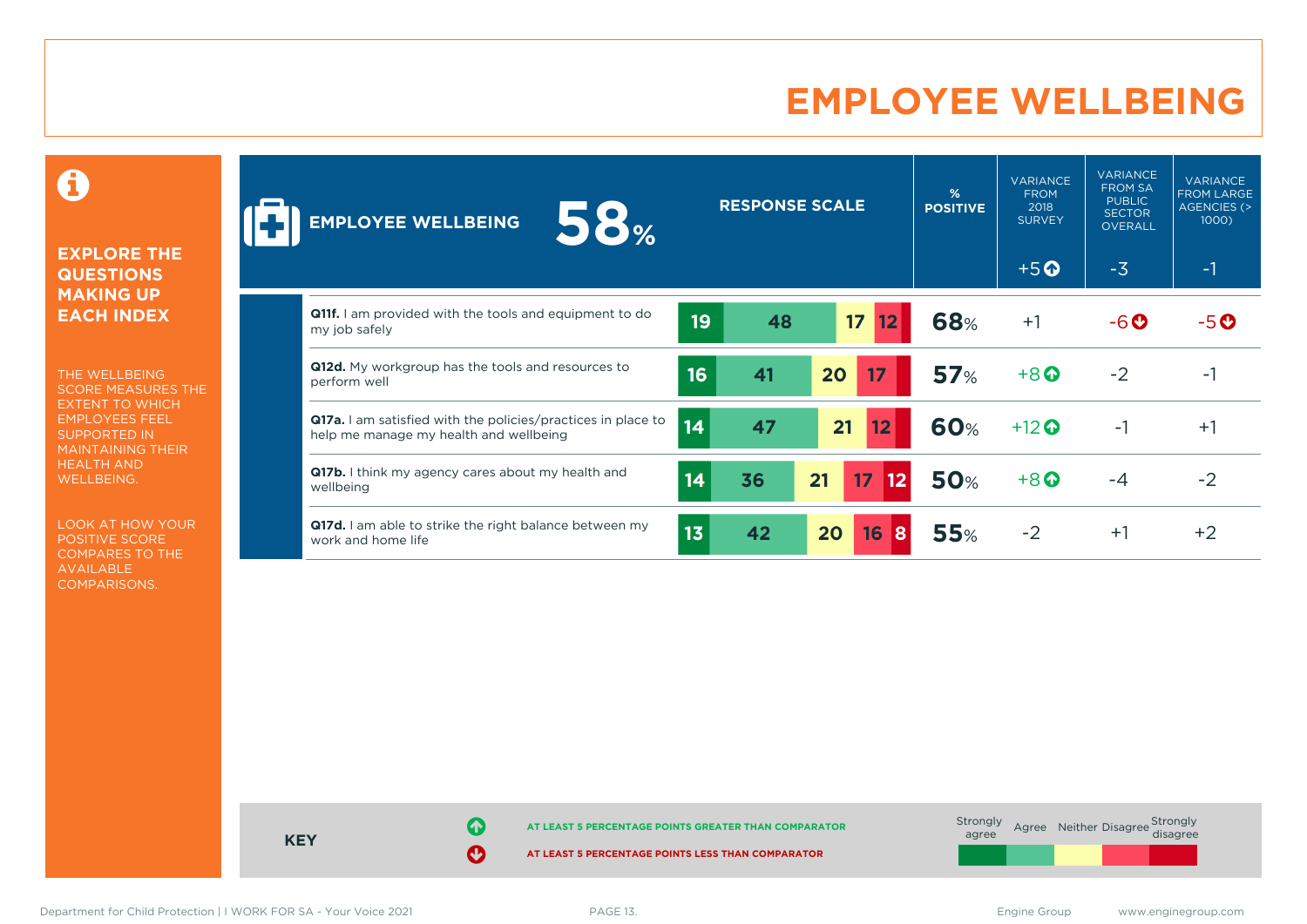# EMPLOYEE WELLBEING

**EXPLORE THE QUESTIONS MAKING UP EACH INDEX**

THE WELLBEING SCORE MEASURES THE EXTENT TO WHICH EMPLOYEES FEEL SUPPORTED IN MAINTAINING THEIR HEALTH AND WELLBEING.

LOOK AT HOW YOUR POSITIVE SCORE COMPARES TO THE AVAILABLE COMPARISONS.

| EMPLOYEE WELLBEING 58% | Strongly agree | Agree | Neither | Disagree | Strongly disagree | % POSITIVE | VARIANCE FROM 2018 SURVEY | VARIANCE FROM SA PUBLIC SECTOR OVERALL | VARIANCE FROM LARGE AGENCIES (> 1000) |
|---|---|---|---|---|---|---|---|---|---|
| | | | | | | | +5 ↑ | -3 | -1 |
| **Q11f.** I am provided with the tools and equipment to do my job safely | 19 | 48 | 17 | 12 | | 68% | +1 | -6 ↓ | -5 ↓ |
| **Q12d.** My workgroup has the tools and resources to perform well | 16 | 41 | 20 | 17 | | 57% | +8 ↑ | -2 | -1 |
| **Q17a.** I am satisfied with the policies/practices in place to help me manage my health and wellbeing | 14 | 47 | 21 | 12 | | 60% | +12 ↑ | -1 | +1 |
| **Q17b.** I think my agency cares about my health and wellbeing | 14 | 36 | 21 | 17 | 12 | 50% | +8 ↑ | -4 | -2 |
| **Q17d.** I am able to strike the right balance between my work and home life | 13 | 42 | 20 | 16 | 8 | 55% | -2 | +1 | +2 |

**KEY**

↑ AT LEAST 5 PERCENTAGE POINTS GREATER THAN COMPARATOR

↓ AT LEAST 5 PERCENTAGE POINTS LESS THAN COMPARATOR

Strongly agree | Agree | Neither | Disagree | Strongly disagree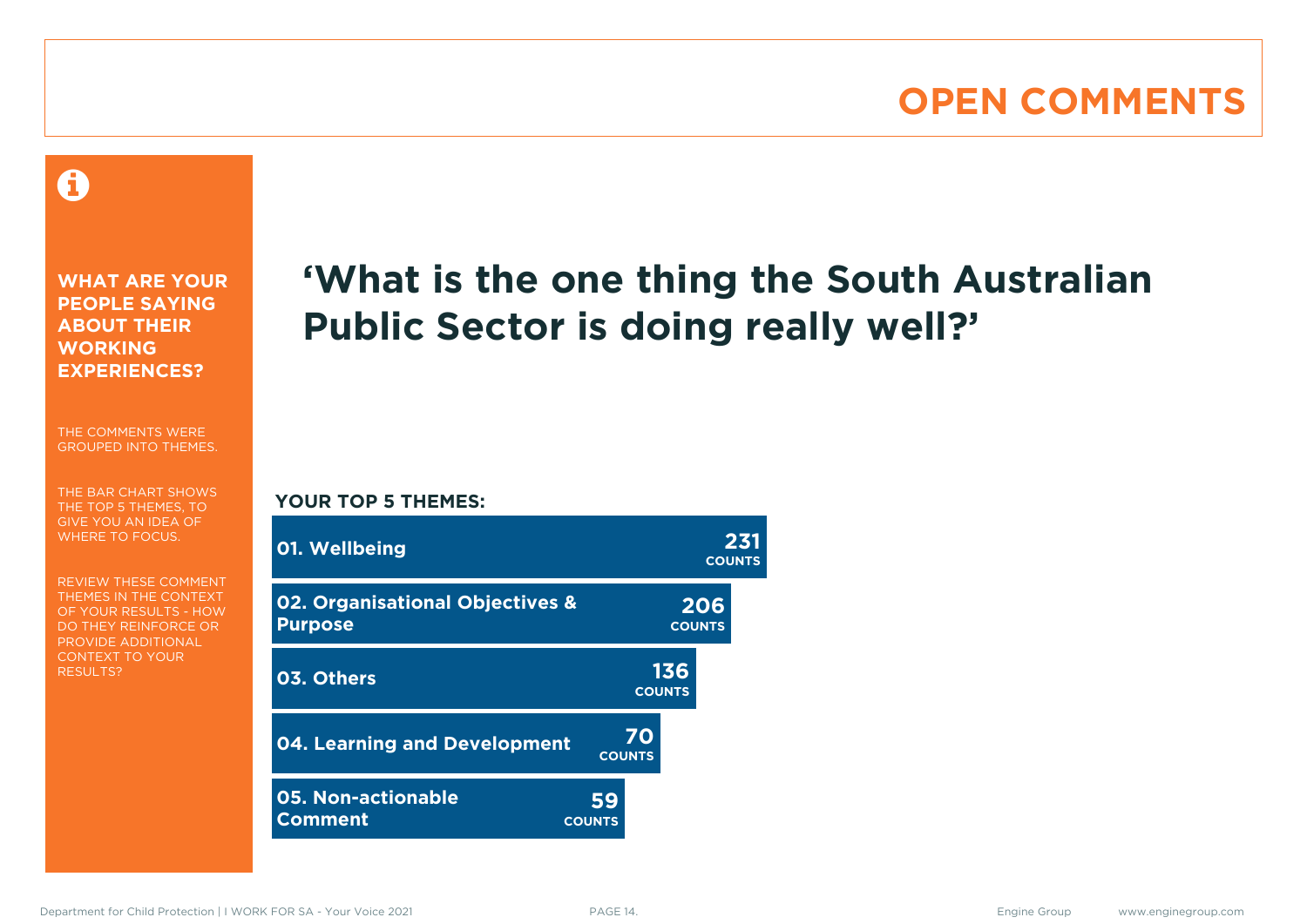# OPEN COMMENTS

**WHAT ARE YOUR PEOPLE SAYING ABOUT THEIR WORKING EXPERIENCES?**

THE COMMENTS WERE GROUPED INTO THEMES.

THE BAR CHART SHOWS THE TOP 5 THEMES, TO GIVE YOU AN IDEA OF WHERE TO FOCUS.

REVIEW THESE COMMENT THEMES IN THE CONTEXT OF YOUR RESULTS - HOW DO THEY REINFORCE OR PROVIDE ADDITIONAL CONTEXT TO YOUR RESULTS?

## ‘What is the one thing the South Australian Public Sector is doing really well?’

**YOUR TOP 5 THEMES:**

| Theme | Counts |
| --- | --- |
| 01. Wellbeing | 231 |
| 02. Organisational Objectives & Purpose | 206 |
| 03. Others | 136 |
| 04. Learning and Development | 70 |
| 05. Non-actionable Comment | 59 |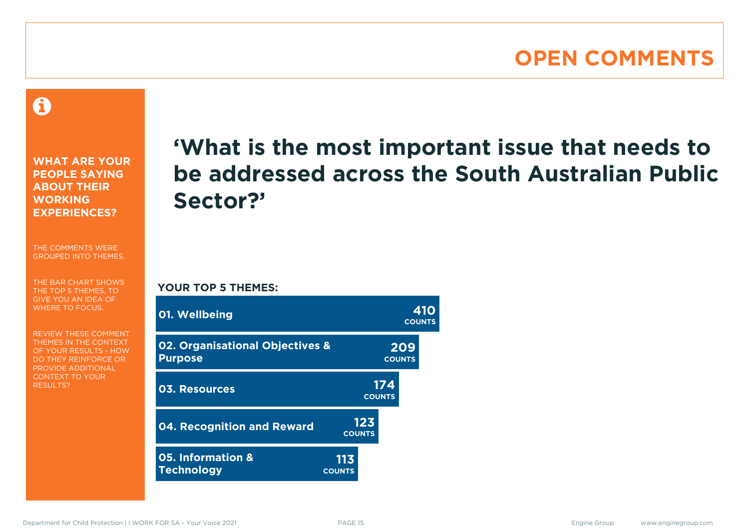# OPEN COMMENTS

**WHAT ARE YOUR PEOPLE SAYING ABOUT THEIR WORKING EXPERIENCES?**

THE COMMENTS WERE GROUPED INTO THEMES.

THE BAR CHART SHOWS THE TOP 5 THEMES, TO GIVE YOU AN IDEA OF WHERE TO FOCUS.

REVIEW THESE COMMENT THEMES IN THE CONTEXT OF YOUR RESULTS - HOW DO THEY REINFORCE OR PROVIDE ADDITIONAL CONTEXT TO YOUR RESULTS?

## 'What is the most important issue that needs to be addressed across the South Australian Public Sector?'

**YOUR TOP 5 THEMES:**

| Theme | Counts |
| --- | --- |
| 01. Wellbeing | 410 |
| 02. Organisational Objectives & Purpose | 209 |
| 03. Resources | 174 |
| 04. Recognition and Reward | 123 |
| 05. Information & Technology | 113 |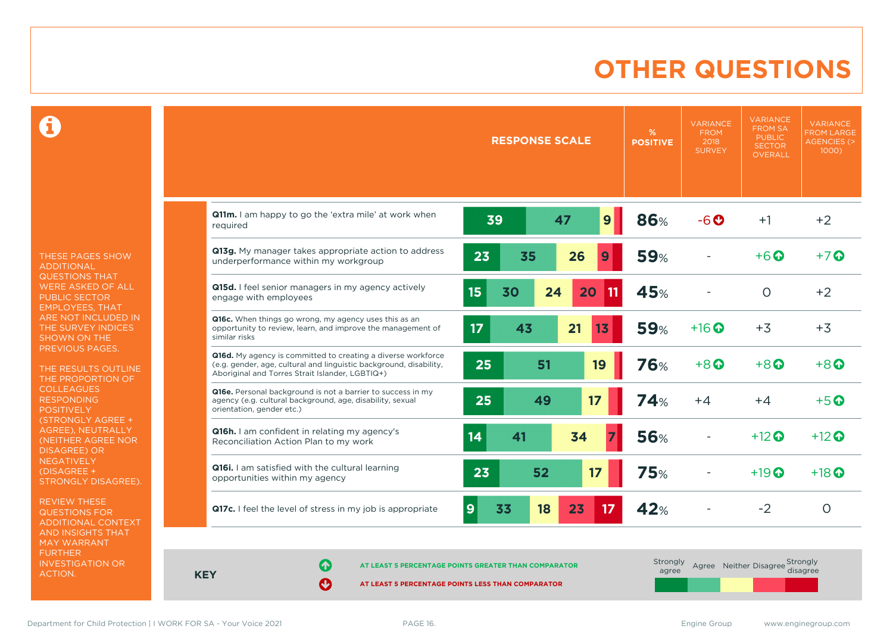# OTHER QUESTIONS

THESE PAGES SHOW ADDITIONAL QUESTIONS THAT WERE ASKED OF ALL PUBLIC SECTOR EMPLOYEES, THAT ARE NOT INCLUDED IN THE SURVEY INDICES SHOWN ON THE PREVIOUS PAGES.

THE RESULTS OUTLINE THE PROPORTION OF COLLEAGUES RESPONDING POSITIVELY (STRONGLY AGREE + AGREE), NEUTRALLY (NEITHER AGREE NOR DISAGREE) OR NEGATIVELY (DISAGREE + STRONGLY DISAGREE).

REVIEW THESE QUESTIONS FOR ADDITIONAL CONTEXT AND INSIGHTS THAT MAY WARRANT FURTHER INVESTIGATION OR ACTION.

| Question | Strongly agree | Agree | Neither | Disagree | Strongly disagree | % Positive | Variance from 2018 survey | Variance from SA Public Sector overall | Variance from large agencies (> 1000) |
|---|---|---|---|---|---|---|---|---|---|
| **Q11m.** I am happy to go the 'extra mile' at work when required | 39 | 47 | 9 | | | 86% | -6 ↓ | +1 | +2 |
| **Q13g.** My manager takes appropriate action to address underperformance within my workgroup | 23 | 35 | 26 | 9 | | 59% | - | +6 ↑ | +7 ↑ |
| **Q15d.** I feel senior managers in my agency actively engage with employees | 15 | 30 | 24 | 20 | 11 | 45% | - | 0 | +2 |
| **Q16c.** When things go wrong, my agency uses this as an opportunity to review, learn, and improve the management of similar risks | 17 | 43 | 21 | 13 | | 59% | +16 ↑ | +3 | +3 |
| **Q16d.** My agency is committed to creating a diverse workforce (e.g. gender, age, cultural and linguistic background, disability, Aboriginal and Torres Strait Islander, LGBTIQ+) | 25 | 51 | 19 | | | 76% | +8 ↑ | +8 ↑ | +8 ↑ |
| **Q16e.** Personal background is not a barrier to success in my agency (e.g. cultural background, age, disability, sexual orientation, gender etc.) | 25 | 49 | 17 | | | 74% | +4 | +4 | +5 ↑ |
| **Q16h.** I am confident in relating my agency's Reconciliation Action Plan to my work | 14 | 41 | 34 | 7 | | 56% | - | +12 ↑ | +12 ↑ |
| **Q16i.** I am satisfied with the cultural learning opportunities within my agency | 23 | 52 | 17 | | | 75% | - | +19 ↑ | +18 ↑ |
| **Q17c.** I feel the level of stress in my job is appropriate | 9 | 33 | 18 | 23 | 17 | 42% | - | -2 | 0 |

**KEY**

↑ AT LEAST 5 PERCENTAGE POINTS GREATER THAN COMPARATOR

↓ AT LEAST 5 PERCENTAGE POINTS LESS THAN COMPARATOR

Strongly agree | Agree | Neither | Disagree | Strongly disagree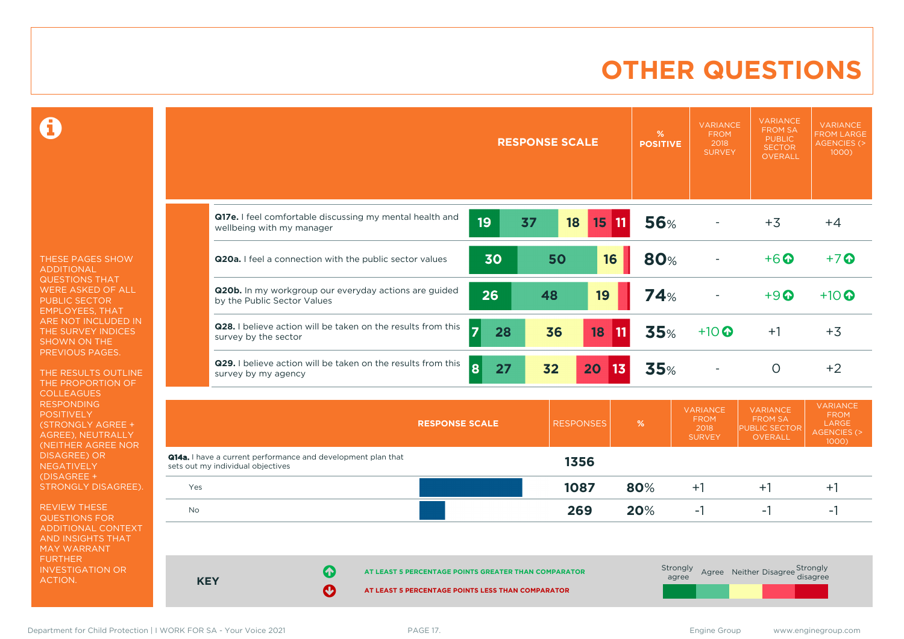# OTHER QUESTIONS

THESE PAGES SHOW ADDITIONAL QUESTIONS THAT WERE ASKED OF ALL PUBLIC SECTOR EMPLOYEES, THAT ARE NOT INCLUDED IN THE SURVEY INDICES SHOWN ON THE PREVIOUS PAGES.

THE RESULTS OUTLINE THE PROPORTION OF COLLEAGUES RESPONDING POSITIVELY (STRONGLY AGREE + AGREE), NEUTRALLY (NEITHER AGREE NOR DISAGREE) OR NEGATIVELY (DISAGREE + STRONGLY DISAGREE).

REVIEW THESE QUESTIONS FOR ADDITIONAL CONTEXT AND INSIGHTS THAT MAY WARRANT FURTHER INVESTIGATION OR ACTION.

| Question | Strongly agree | Agree | Neither | Disagree | Strongly disagree | % POSITIVE | VARIANCE FROM 2018 SURVEY | VARIANCE FROM SA PUBLIC SECTOR OVERALL | VARIANCE FROM LARGE AGENCIES (> 1000) |
|---|---|---|---|---|---|---|---|---|---|
| **Q17e.** I feel comfortable discussing my mental health and wellbeing with my manager | 19 | 37 | 18 | 15 | 11 | 56% | - | +3 | +4 |
| **Q20a.** I feel a connection with the public sector values | 30 | 50 | 16 | | | 80% | - | +6 ↑ | +7 ↑ |
| **Q20b.** In my workgroup our everyday actions are guided by the Public Sector Values | 26 | 48 | 19 | | | 74% | - | +9 ↑ | +10 ↑ |
| **Q28.** I believe action will be taken on the results from this survey by the sector | 7 | 28 | 36 | 18 | 11 | 35% | +10 ↑ | +1 | +3 |
| **Q29.** I believe action will be taken on the results from this survey by my agency | 8 | 27 | 32 | 20 | 13 | 35% | - | 0 | +2 |

| RESPONSE SCALE | RESPONSES | % | VARIANCE FROM 2018 SURVEY | VARIANCE FROM SA PUBLIC SECTOR OVERALL | VARIANCE FROM LARGE AGENCIES (> 1000) |
|---|---|---|---|---|---|
| **Q14a.** I have a current performance and development plan that sets out my individual objectives | 1356 | | | | |
| Yes | 1087 | 80% | +1 | +1 | +1 |
| No | 269 | 20% | -1 | -1 | -1 |

**KEY**

↑ AT LEAST 5 PERCENTAGE POINTS GREATER THAN COMPARATOR

↓ AT LEAST 5 PERCENTAGE POINTS LESS THAN COMPARATOR

Strongly agree | Agree | Neither | Disagree | Strongly disagree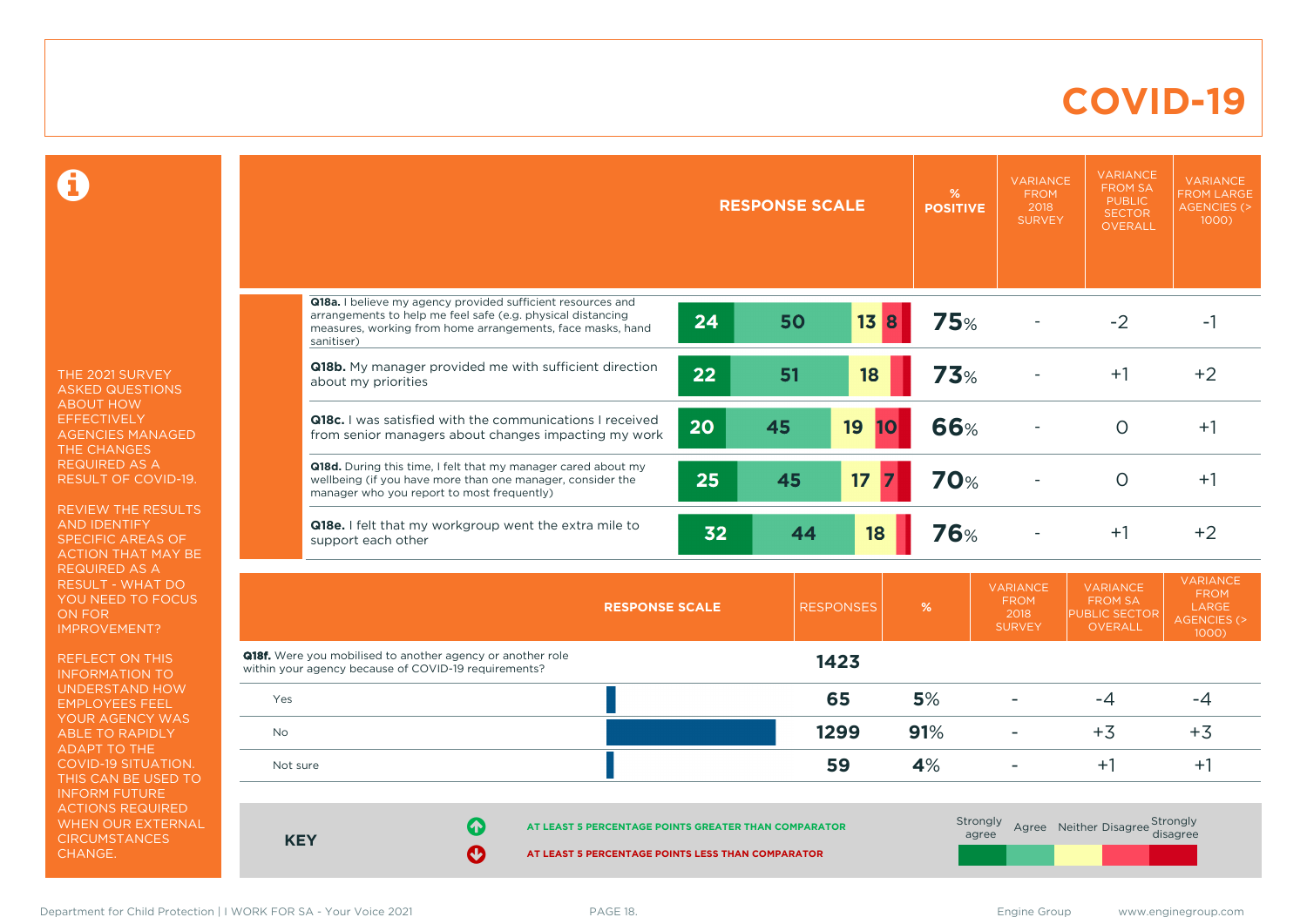# COVID-19

THE 2021 SURVEY ASKED QUESTIONS ABOUT HOW EFFECTIVELY AGENCIES MANAGED THE CHANGES REQUIRED AS A RESULT OF COVID-19.

REVIEW THE RESULTS AND IDENTIFY SPECIFIC AREAS OF ACTION THAT MAY BE REQUIRED AS A RESULT - WHAT DO YOU NEED TO FOCUS ON FOR IMPROVEMENT?

REFLECT ON THIS INFORMATION TO UNDERSTAND HOW EMPLOYEES FEEL YOUR AGENCY WAS ABLE TO RAPIDLY ADAPT TO THE COVID-19 SITUATION. THIS CAN BE USED TO INFORM FUTURE ACTIONS REQUIRED WHEN OUR EXTERNAL CIRCUMSTANCES CHANGE.

| Question | Strongly agree | Agree | Neither | Disagree | Strongly disagree | % POSITIVE | VARIANCE FROM 2018 SURVEY | VARIANCE FROM SA PUBLIC SECTOR OVERALL | VARIANCE FROM LARGE AGENCIES (> 1000) |
|---|---|---|---|---|---|---|---|---|---|
| **Q18a.** I believe my agency provided sufficient resources and arrangements to help me feel safe (e.g. physical distancing measures, working from home arrangements, face masks, hand sanitiser) | 24 | 50 | 13 | 8 | | 75% | - | -2 | -1 |
| **Q18b.** My manager provided me with sufficient direction about my priorities | 22 | 51 | 18 | | | 73% | - | +1 | +2 |
| **Q18c.** I was satisfied with the communications I received from senior managers about changes impacting my work | 20 | 45 | 19 | 10 | | 66% | - | 0 | +1 |
| **Q18d.** During this time, I felt that my manager cared about my wellbeing (if you have more than one manager, consider the manager who you report to most frequently) | 25 | 45 | 17 | 7 | | 70% | - | 0 | +1 |
| **Q18e.** I felt that my workgroup went the extra mile to support each other | 32 | 44 | 18 | | | 76% | - | +1 | +2 |

| RESPONSE SCALE | RESPONSES | % | VARIANCE FROM 2018 SURVEY | VARIANCE FROM SA PUBLIC SECTOR OVERALL | VARIANCE FROM LARGE AGENCIES (> 1000) |
|---|---|---|---|---|---|
| **Q18f.** Were you mobilised to another agency or another role within your agency because of COVID-19 requirements? | 1423 | | | | |
| Yes | 65 | 5% | - | -4 | -4 |
| No | 1299 | 91% | - | +3 | +3 |
| Not sure | 59 | 4% | - | +1 | +1 |

**KEY**

- AT LEAST 5 PERCENTAGE POINTS GREATER THAN COMPARATOR
- AT LEAST 5 PERCENTAGE POINTS LESS THAN COMPARATOR

Strongly agree | Agree | Neither | Disagree | Strongly disagree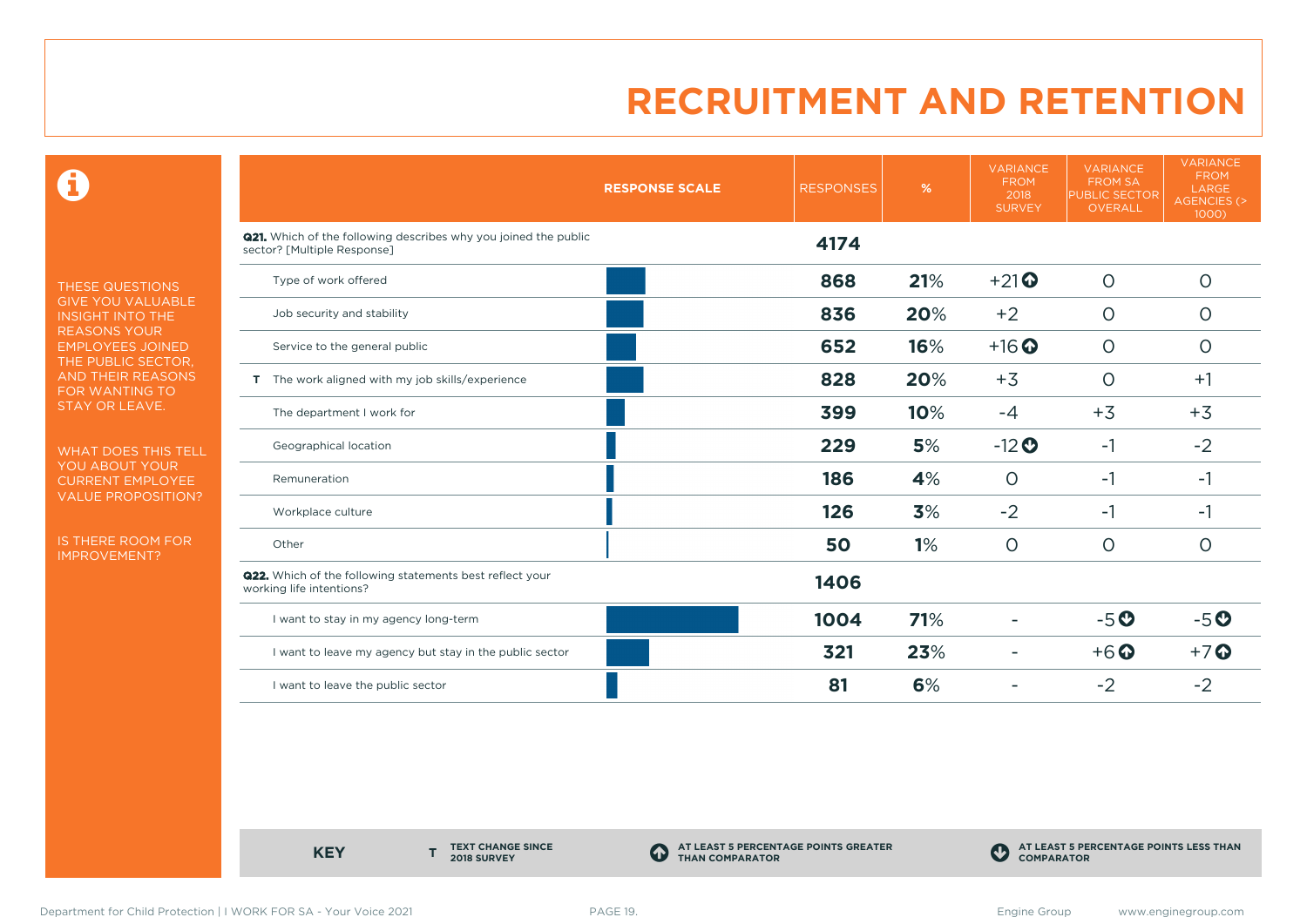# RECRUITMENT AND RETENTION

THESE QUESTIONS GIVE YOU VALUABLE INSIGHT INTO THE REASONS YOUR EMPLOYEES JOINED THE PUBLIC SECTOR, AND THEIR REASONS FOR WANTING TO STAY OR LEAVE.

WHAT DOES THIS TELL YOU ABOUT YOUR CURRENT EMPLOYEE VALUE PROPOSITION?

IS THERE ROOM FOR IMPROVEMENT?

| RESPONSE SCALE | RESPONSES | % | VARIANCE FROM 2018 SURVEY | VARIANCE FROM SA PUBLIC SECTOR OVERALL | VARIANCE FROM LARGE AGENCIES (> 1000) |
|---|---|---|---|---|---|
| **Q21.** Which of the following describes why you joined the public sector? [Multiple Response] | **4174** | | | | |
| Type of work offered | **868** | **21%** | +21 ⬆ | 0 | 0 |
| Job security and stability | **836** | **20%** | +2 | 0 | 0 |
| Service to the general public | **652** | **16%** | +16 ⬆ | 0 | 0 |
| T The work aligned with my job skills/experience | **828** | **20%** | +3 | 0 | +1 |
| The department I work for | **399** | **10%** | -4 | +3 | +3 |
| Geographical location | **229** | **5%** | -12 ⬇ | -1 | -2 |
| Remuneration | **186** | **4%** | 0 | -1 | -1 |
| Workplace culture | **126** | **3%** | -2 | -1 | -1 |
| Other | **50** | **1%** | 0 | 0 | 0 |
| **Q22.** Which of the following statements best reflect your working life intentions? | **1406** | | | | |
| I want to stay in my agency long-term | **1004** | **71%** | - | -5 ⬇ | -5 ⬇ |
| I want to leave my agency but stay in the public sector | **321** | **23%** | - | +6 ⬆ | +7 ⬆ |
| I want to leave the public sector | **81** | **6%** | - | -2 | -2 |

**KEY**

- **T** TEXT CHANGE SINCE 2018 SURVEY
- ⬆ AT LEAST 5 PERCENTAGE POINTS GREATER THAN COMPARATOR
- ⬇ AT LEAST 5 PERCENTAGE POINTS LESS THAN COMPARATOR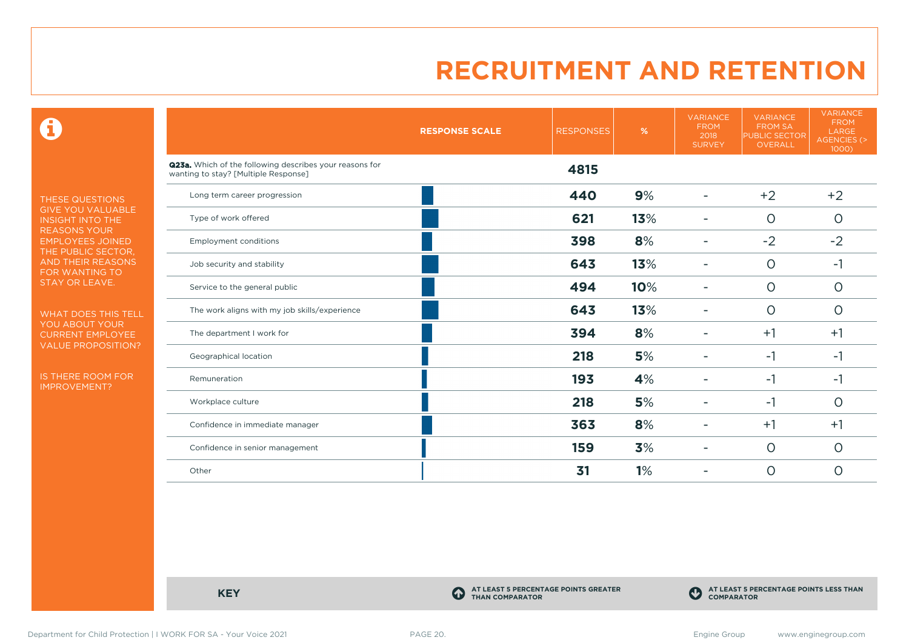# RECRUITMENT AND RETENTION

THESE QUESTIONS GIVE YOU VALUABLE INSIGHT INTO THE REASONS YOUR EMPLOYEES JOINED THE PUBLIC SECTOR, AND THEIR REASONS FOR WANTING TO STAY OR LEAVE.

WHAT DOES THIS TELL YOU ABOUT YOUR CURRENT EMPLOYEE VALUE PROPOSITION?

IS THERE ROOM FOR IMPROVEMENT?

| | RESPONSE SCALE | RESPONSES | % | VARIANCE FROM 2018 SURVEY | VARIANCE FROM SA PUBLIC SECTOR OVERALL | VARIANCE FROM LARGE AGENCIES (> 1000) |
|---|---|---|---|---|---|---|
| **Q23a.** Which of the following describes your reasons for wanting to stay? [Multiple Response] | | **4815** | | | | |
| Long term career progression | | **440** | **9**% | - | +2 | +2 |
| Type of work offered | | **621** | **13**% | - | 0 | 0 |
| Employment conditions | | **398** | **8**% | - | -2 | -2 |
| Job security and stability | | **643** | **13**% | - | 0 | -1 |
| Service to the general public | | **494** | **10**% | - | 0 | 0 |
| The work aligns with my job skills/experience | | **643** | **13**% | - | 0 | 0 |
| The department I work for | | **394** | **8**% | - | +1 | +1 |
| Geographical location | | **218** | **5**% | - | -1 | -1 |
| Remuneration | | **193** | **4**% | - | -1 | -1 |
| Workplace culture | | **218** | **5**% | - | -1 | 0 |
| Confidence in immediate manager | | **363** | **8**% | - | +1 | +1 |
| Confidence in senior management | | **159** | **3**% | - | 0 | 0 |
| Other | | **31** | **1**% | - | 0 | 0 |

**KEY**

**AT LEAST 5 PERCENTAGE POINTS GREATER THAN COMPARATOR**

**AT LEAST 5 PERCENTAGE POINTS LESS THAN COMPARATOR**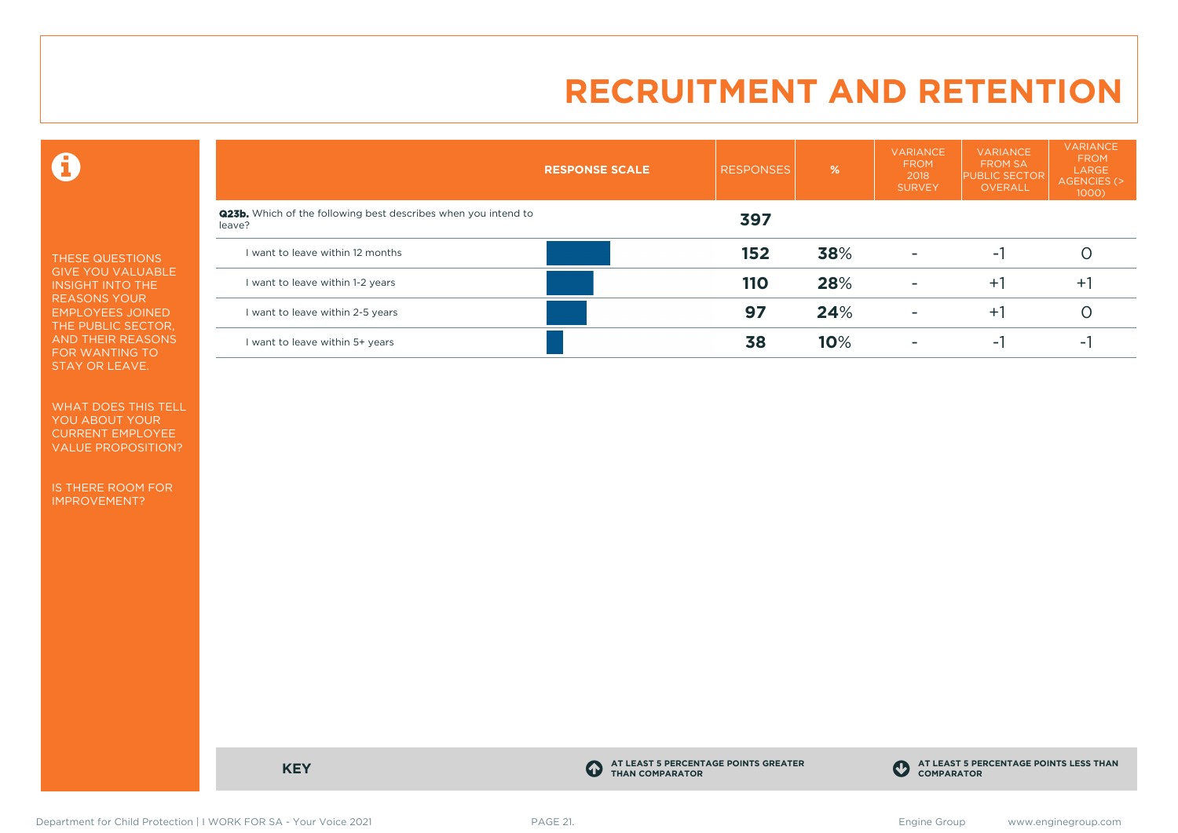# RECRUITMENT AND RETENTION

THESE QUESTIONS GIVE YOU VALUABLE INSIGHT INTO THE REASONS YOUR EMPLOYEES JOINED THE PUBLIC SECTOR, AND THEIR REASONS FOR WANTING TO STAY OR LEAVE.

WHAT DOES THIS TELL YOU ABOUT YOUR CURRENT EMPLOYEE VALUE PROPOSITION?

IS THERE ROOM FOR IMPROVEMENT?

| RESPONSE SCALE | RESPONSES | % | VARIANCE FROM 2018 SURVEY | VARIANCE FROM SA PUBLIC SECTOR OVERALL | VARIANCE FROM LARGE AGENCIES (> 1000) |
|---|---|---|---|---|---|
| **Q23b.** Which of the following best describes when you intend to leave? | **397** | | | | |
| I want to leave within 12 months | **152** | **38**% | - | -1 | 0 |
| I want to leave within 1-2 years | **110** | **28**% | - | +1 | +1 |
| I want to leave within 2-5 years | **97** | **24**% | - | +1 | 0 |
| I want to leave within 5+ years | **38** | **10**% | - | -1 | -1 |

**KEY**

AT LEAST 5 PERCENTAGE POINTS GREATER THAN COMPARATOR

AT LEAST 5 PERCENTAGE POINTS LESS THAN COMPARATOR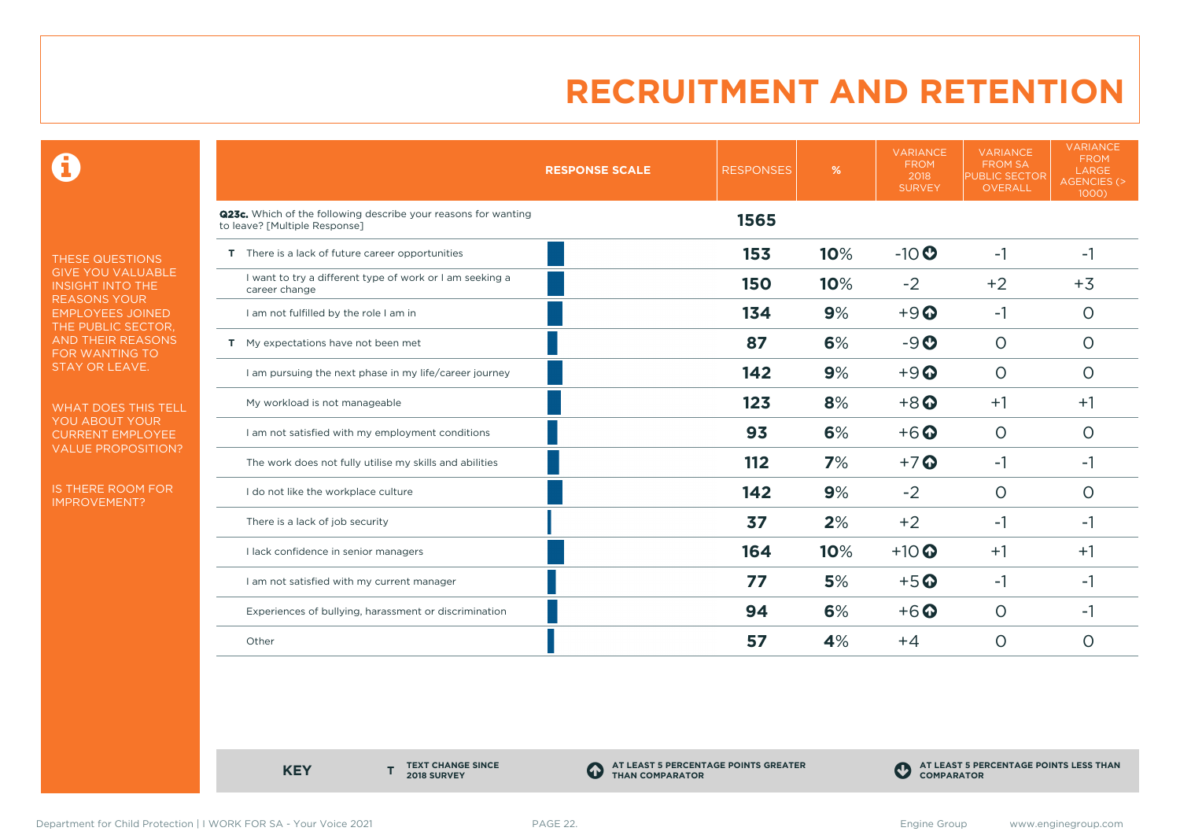# RECRUITMENT AND RETENTION

THESE QUESTIONS GIVE YOU VALUABLE INSIGHT INTO THE REASONS YOUR EMPLOYEES JOINED THE PUBLIC SECTOR, AND THEIR REASONS FOR WANTING TO STAY OR LEAVE.

WHAT DOES THIS TELL YOU ABOUT YOUR CURRENT EMPLOYEE VALUE PROPOSITION?

IS THERE ROOM FOR IMPROVEMENT?

| | RESPONSE SCALE | RESPONSES | % | VARIANCE FROM 2018 SURVEY | VARIANCE FROM SA PUBLIC SECTOR OVERALL | VARIANCE FROM LARGE AGENCIES (> 1000) |
|---|---|---|---|---|---|---|
| **Q23c.** Which of the following describe your reasons for wanting to leave? [Multiple Response] | | **1565** | | | | |
| T | There is a lack of future career opportunities | **153** | **10**% | -10 ↓ | -1 | -1 |
| | I want to try a different type of work or I am seeking a career change | **150** | **10**% | -2 | +2 | +3 |
| | I am not fulfilled by the role I am in | **134** | **9**% | +9 ↑ | -1 | 0 |
| T | My expectations have not been met | **87** | **6**% | -9 ↓ | 0 | 0 |
| | I am pursuing the next phase in my life/career journey | **142** | **9**% | +9 ↑ | 0 | 0 |
| | My workload is not manageable | **123** | **8**% | +8 ↑ | +1 | +1 |
| | I am not satisfied with my employment conditions | **93** | **6**% | +6 ↑ | 0 | 0 |
| | The work does not fully utilise my skills and abilities | **112** | **7**% | +7 ↑ | -1 | -1 |
| | I do not like the workplace culture | **142** | **9**% | -2 | 0 | 0 |
| | There is a lack of job security | **37** | **2**% | +2 | -1 | -1 |
| | I lack confidence in senior managers | **164** | **10**% | +10 ↑ | +1 | +1 |
| | I am not satisfied with my current manager | **77** | **5**% | +5 ↑ | -1 | -1 |
| | Experiences of bullying, harassment or discrimination | **94** | **6**% | +6 ↑ | 0 | -1 |
| | Other | **57** | **4**% | +4 | 0 | 0 |

**KEY**

**T** TEXT CHANGE SINCE 2018 SURVEY

↑ AT LEAST 5 PERCENTAGE POINTS GREATER THAN COMPARATOR

↓ AT LEAST 5 PERCENTAGE POINTS LESS THAN COMPARATOR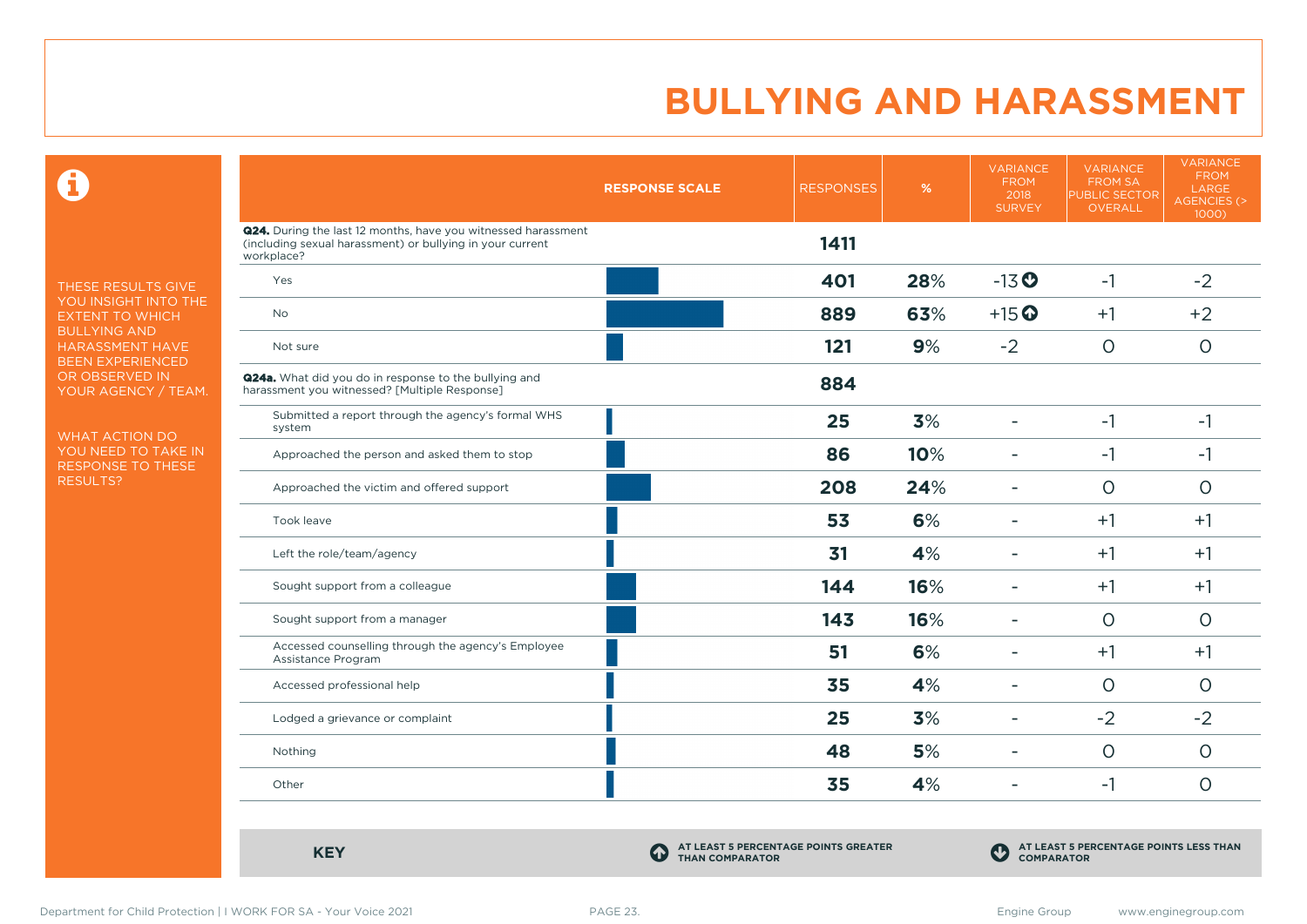# BULLYING AND HARASSMENT

THESE RESULTS GIVE YOU INSIGHT INTO THE EXTENT TO WHICH BULLYING AND HARASSMENT HAVE BEEN EXPERIENCED OR OBSERVED IN YOUR AGENCY / TEAM.

WHAT ACTION DO YOU NEED TO TAKE IN RESPONSE TO THESE RESULTS?

| RESPONSE SCALE | RESPONSES | % | VARIANCE FROM 2018 SURVEY | VARIANCE FROM SA PUBLIC SECTOR OVERALL | VARIANCE FROM LARGE AGENCIES (> 1000) |
|---|---|---|---|---|---|
| **Q24.** During the last 12 months, have you witnessed harassment (including sexual harassment) or bullying in your current workplace? | **1411** | | | | |
| Yes | **401** | **28%** | -13 ⬇ | -1 | -2 |
| No | **889** | **63%** | +15 ⬆ | +1 | +2 |
| Not sure | **121** | **9%** | -2 | 0 | 0 |
| **Q24a.** What did you do in response to the bullying and harassment you witnessed? [Multiple Response] | **884** | | | | |
| Submitted a report through the agency's formal WHS system | **25** | **3%** | - | -1 | -1 |
| Approached the person and asked them to stop | **86** | **10%** | - | -1 | -1 |
| Approached the victim and offered support | **208** | **24%** | - | 0 | 0 |
| Took leave | **53** | **6%** | - | +1 | +1 |
| Left the role/team/agency | **31** | **4%** | - | +1 | +1 |
| Sought support from a colleague | **144** | **16%** | - | +1 | +1 |
| Sought support from a manager | **143** | **16%** | - | 0 | 0 |
| Accessed counselling through the agency's Employee Assistance Program | **51** | **6%** | - | +1 | +1 |
| Accessed professional help | **35** | **4%** | - | 0 | 0 |
| Lodged a grievance or complaint | **25** | **3%** | - | -2 | -2 |
| Nothing | **48** | **5%** | - | 0 | 0 |
| Other | **35** | **4%** | - | -1 | 0 |

**KEY**

⬆ AT LEAST 5 PERCENTAGE POINTS GREATER THAN COMPARATOR

⬇ AT LEAST 5 PERCENTAGE POINTS LESS THAN COMPARATOR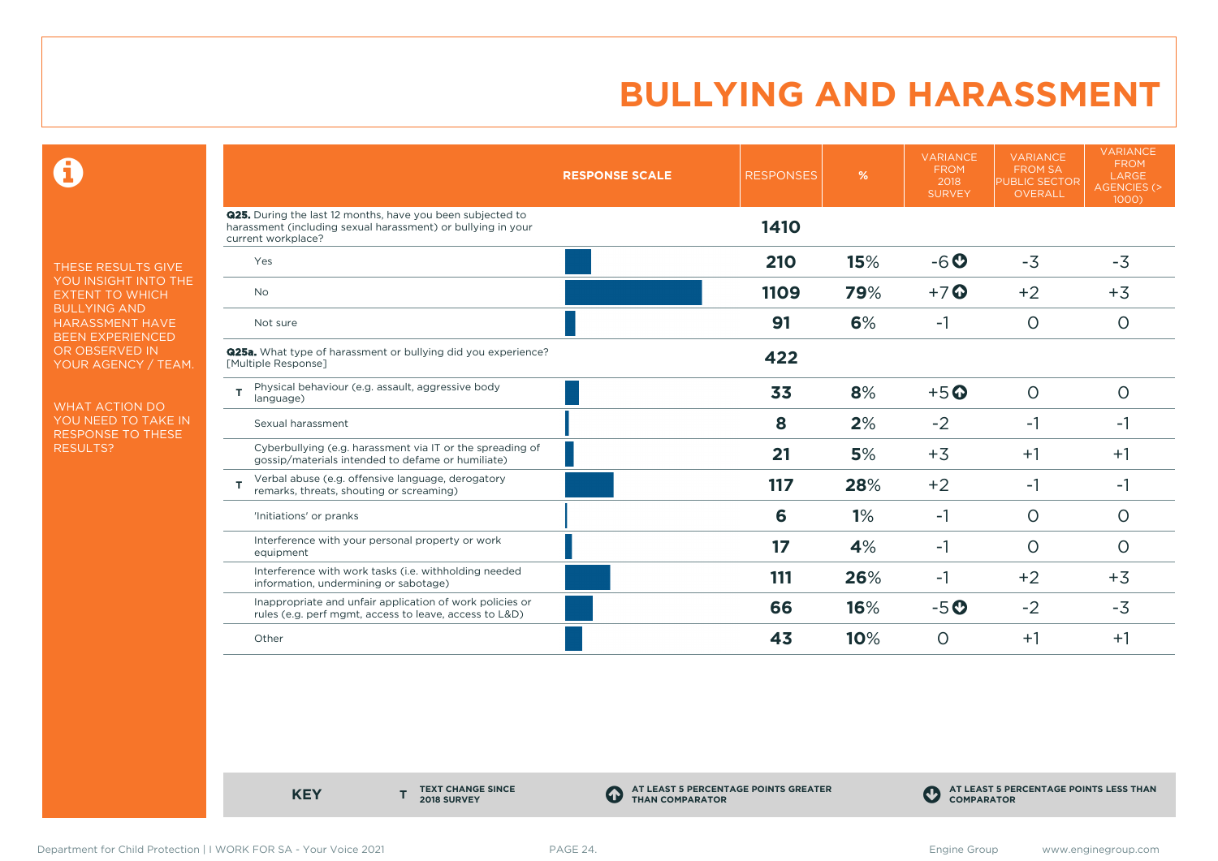# BULLYING AND HARASSMENT

THESE RESULTS GIVE YOU INSIGHT INTO THE EXTENT TO WHICH BULLYING AND HARASSMENT HAVE BEEN EXPERIENCED OR OBSERVED IN YOUR AGENCY / TEAM.

WHAT ACTION DO YOU NEED TO TAKE IN RESPONSE TO THESE RESULTS?

| | RESPONSE SCALE | RESPONSES | % | VARIANCE FROM 2018 SURVEY | VARIANCE FROM SA PUBLIC SECTOR OVERALL | VARIANCE FROM LARGE AGENCIES (> 1000) |
|---|---|---|---|---|---|---|
| **Q25.** During the last 12 months, have you been subjected to harassment (including sexual harassment) or bullying in your current workplace? | | **1410** | | | | |
| Yes | | **210** | **15%** | -6 ⬇ | -3 | -3 |
| No | | **1109** | **79%** | +7 ⬆ | +2 | +3 |
| Not sure | | **91** | **6%** | -1 | 0 | 0 |
| **Q25a.** What type of harassment or bullying did you experience? [Multiple Response] | | **422** | | | | |
| T Physical behaviour (e.g. assault, aggressive body language) | | **33** | **8%** | +5 ⬆ | 0 | 0 |
| Sexual harassment | | **8** | **2%** | -2 | -1 | -1 |
| Cyberbullying (e.g. harassment via IT or the spreading of gossip/materials intended to defame or humiliate) | | **21** | **5%** | +3 | +1 | +1 |
| T Verbal abuse (e.g. offensive language, derogatory remarks, threats, shouting or screaming) | | **117** | **28%** | +2 | -1 | -1 |
| 'Initiations' or pranks | | **6** | **1%** | -1 | 0 | 0 |
| Interference with your personal property or work equipment | | **17** | **4%** | -1 | 0 | 0 |
| Interference with work tasks (i.e. withholding needed information, undermining or sabotage) | | **111** | **26%** | -1 | +2 | +3 |
| Inappropriate and unfair application of work policies or rules (e.g. perf mgmt, access to leave, access to L&D) | | **66** | **16%** | -5 ⬇ | -2 | -3 |
| Other | | **43** | **10%** | 0 | +1 | +1 |

**KEY**

- **T** TEXT CHANGE SINCE 2018 SURVEY
- ⬆ AT LEAST 5 PERCENTAGE POINTS GREATER THAN COMPARATOR
- ⬇ AT LEAST 5 PERCENTAGE POINTS LESS THAN COMPARATOR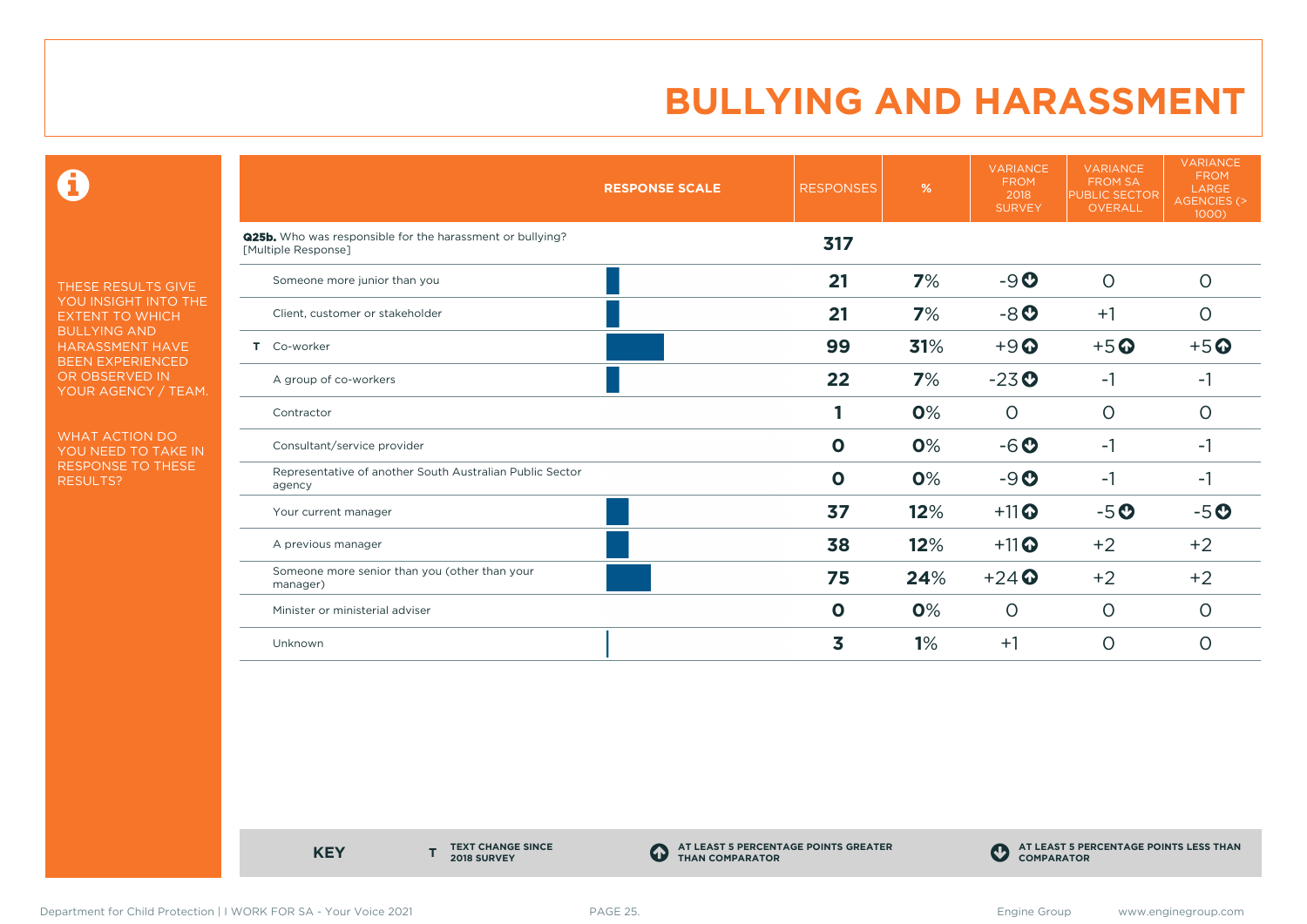# BULLYING AND HARASSMENT

THESE RESULTS GIVE YOU INSIGHT INTO THE EXTENT TO WHICH BULLYING AND HARASSMENT HAVE BEEN EXPERIENCED OR OBSERVED IN YOUR AGENCY / TEAM.

WHAT ACTION DO YOU NEED TO TAKE IN RESPONSE TO THESE RESULTS?

| | RESPONSE SCALE | RESPONSES | % | VARIANCE FROM 2018 SURVEY | VARIANCE FROM SA PUBLIC SECTOR OVERALL | VARIANCE FROM LARGE AGENCIES (> 1000) |
|---|---|---|---|---|---|---|
| **Q25b.** Who was responsible for the harassment or bullying? [Multiple Response] | | **317** | | | | |
| Someone more junior than you | | **21** | **7**% | -9 ⬇ | 0 | 0 |
| Client, customer or stakeholder | | **21** | **7**% | -8 ⬇ | +1 | 0 |
| T Co-worker | | **99** | **31**% | +9 ⬆ | +5 ⬆ | +5 ⬆ |
| A group of co-workers | | **22** | **7**% | -23 ⬇ | -1 | -1 |
| Contractor | | **1** | **0**% | 0 | 0 | 0 |
| Consultant/service provider | | **0** | **0**% | -6 ⬇ | -1 | -1 |
| Representative of another South Australian Public Sector agency | | **0** | **0**% | -9 ⬇ | -1 | -1 |
| Your current manager | | **37** | **12**% | +11 ⬆ | -5 ⬇ | -5 ⬇ |
| A previous manager | | **38** | **12**% | +11 ⬆ | +2 | +2 |
| Someone more senior than you (other than your manager) | | **75** | **24**% | +24 ⬆ | +2 | +2 |
| Minister or ministerial adviser | | **0** | **0**% | 0 | 0 | 0 |
| Unknown | | **3** | **1**% | +1 | 0 | 0 |

**KEY** — **T** TEXT CHANGE SINCE 2018 SURVEY; ⬆ AT LEAST 5 PERCENTAGE POINTS GREATER THAN COMPARATOR; ⬇ AT LEAST 5 PERCENTAGE POINTS LESS THAN COMPARATOR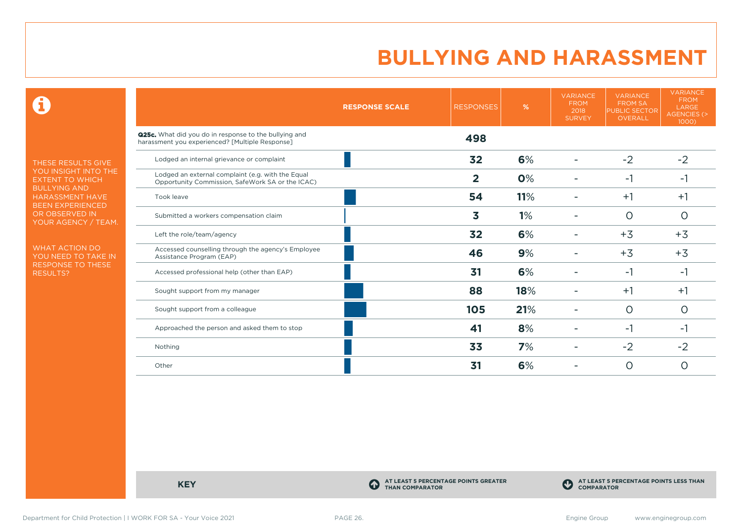# BULLYING AND HARASSMENT

THESE RESULTS GIVE YOU INSIGHT INTO THE EXTENT TO WHICH BULLYING AND HARASSMENT HAVE BEEN EXPERIENCED OR OBSERVED IN YOUR AGENCY / TEAM.

WHAT ACTION DO YOU NEED TO TAKE IN RESPONSE TO THESE RESULTS?

| | RESPONSE SCALE | RESPONSES | % | VARIANCE FROM 2018 SURVEY | VARIANCE FROM SA PUBLIC SECTOR OVERALL | VARIANCE FROM LARGE AGENCIES (> 1000) |
|---|---|---|---|---|---|---|
| **Q25c.** What did you do in response to the bullying and harassment you experienced? [Multiple Response] | | **498** | | | | |
| Lodged an internal grievance or complaint | | **32** | **6%** | - | -2 | -2 |
| Lodged an external complaint (e.g. with the Equal Opportunity Commission, SafeWork SA or the ICAC) | | **2** | **0%** | - | -1 | -1 |
| Took leave | | **54** | **11%** | - | +1 | +1 |
| Submitted a workers compensation claim | | **3** | **1%** | - | 0 | 0 |
| Left the role/team/agency | | **32** | **6%** | - | +3 | +3 |
| Accessed counselling through the agency's Employee Assistance Program (EAP) | | **46** | **9%** | - | +3 | +3 |
| Accessed professional help (other than EAP) | | **31** | **6%** | - | -1 | -1 |
| Sought support from my manager | | **88** | **18%** | - | +1 | +1 |
| Sought support from a colleague | | **105** | **21%** | - | 0 | 0 |
| Approached the person and asked them to stop | | **41** | **8%** | - | -1 | -1 |
| Nothing | | **33** | **7%** | - | -2 | -2 |
| Other | | **31** | **6%** | - | 0 | 0 |

**KEY**

AT LEAST 5 PERCENTAGE POINTS GREATER THAN COMPARATOR

AT LEAST 5 PERCENTAGE POINTS LESS THAN COMPARATOR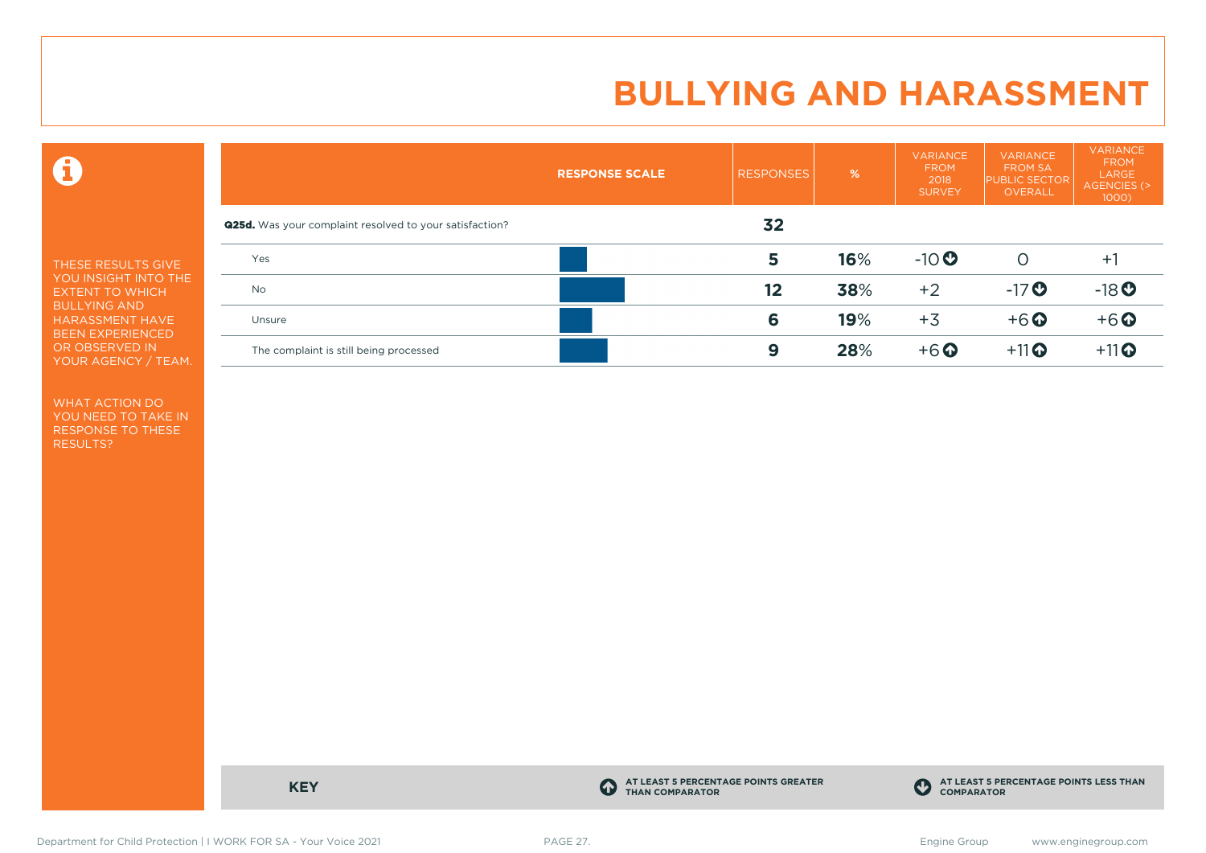# BULLYING AND HARASSMENT

THESE RESULTS GIVE YOU INSIGHT INTO THE EXTENT TO WHICH BULLYING AND HARASSMENT HAVE BEEN EXPERIENCED OR OBSERVED IN YOUR AGENCY / TEAM.

WHAT ACTION DO YOU NEED TO TAKE IN RESPONSE TO THESE RESULTS?

| RESPONSE SCALE | RESPONSES | % | VARIANCE FROM 2018 SURVEY | VARIANCE FROM SA PUBLIC SECTOR OVERALL | VARIANCE FROM LARGE AGENCIES (> 1000) |
|---|---|---|---|---|---|
| **Q25d.** Was your complaint resolved to your satisfaction? | **32** | | | | |
| Yes | **5** | **16**% | -10 ⬇ | 0 | +1 |
| No | **12** | **38**% | +2 | -17 ⬇ | -18 ⬇ |
| Unsure | **6** | **19**% | +3 | +6 ⬆ | +6 ⬆ |
| The complaint is still being processed | **9** | **28**% | +6 ⬆ | +11 ⬆ | +11 ⬆ |

**KEY**

⬆ AT LEAST 5 PERCENTAGE POINTS GREATER THAN COMPARATOR

⬇ AT LEAST 5 PERCENTAGE POINTS LESS THAN COMPARATOR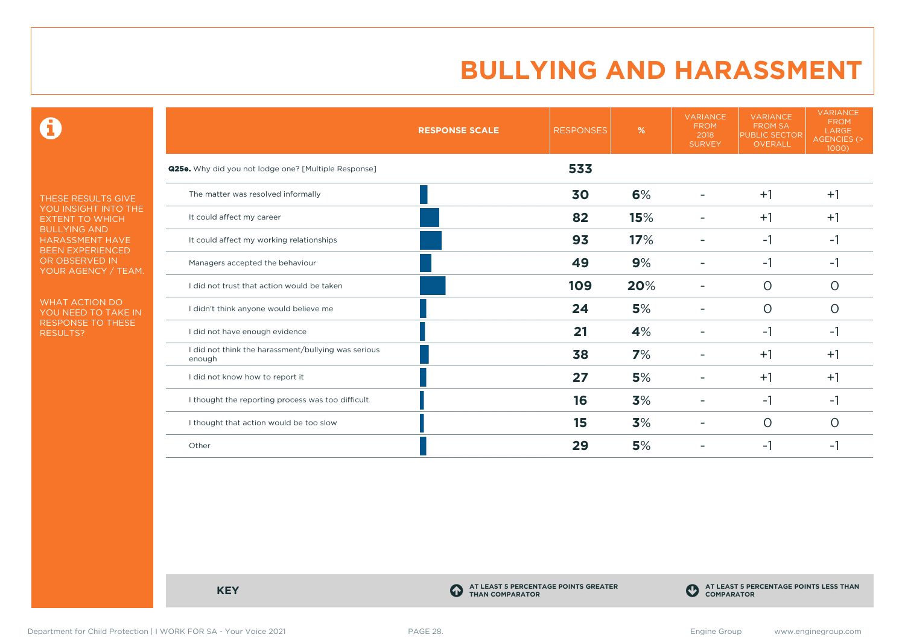# BULLYING AND HARASSMENT

THESE RESULTS GIVE YOU INSIGHT INTO THE EXTENT TO WHICH BULLYING AND HARASSMENT HAVE BEEN EXPERIENCED OR OBSERVED IN YOUR AGENCY / TEAM.

WHAT ACTION DO YOU NEED TO TAKE IN RESPONSE TO THESE RESULTS?

| RESPONSE SCALE | RESPONSES | % | VARIANCE FROM 2018 SURVEY | VARIANCE FROM SA PUBLIC SECTOR OVERALL | VARIANCE FROM LARGE AGENCIES (> 1000) |
|---|---|---|---|---|---|
| **Q25e.** Why did you not lodge one? [Multiple Response] | **533** | | | | |
| The matter was resolved informally | **30** | **6%** | - | +1 | +1 |
| It could affect my career | **82** | **15%** | - | +1 | +1 |
| It could affect my working relationships | **93** | **17%** | - | -1 | -1 |
| Managers accepted the behaviour | **49** | **9%** | - | -1 | -1 |
| I did not trust that action would be taken | **109** | **20%** | - | 0 | 0 |
| I didn't think anyone would believe me | **24** | **5%** | - | 0 | 0 |
| I did not have enough evidence | **21** | **4%** | - | -1 | -1 |
| I did not think the harassment/bullying was serious enough | **38** | **7%** | - | +1 | +1 |
| I did not know how to report it | **27** | **5%** | - | +1 | +1 |
| I thought the reporting process was too difficult | **16** | **3%** | - | -1 | -1 |
| I thought that action would be too slow | **15** | **3%** | - | 0 | 0 |
| Other | **29** | **5%** | - | -1 | -1 |

**KEY**

**AT LEAST 5 PERCENTAGE POINTS GREATER THAN COMPARATOR**

**AT LEAST 5 PERCENTAGE POINTS LESS THAN COMPARATOR**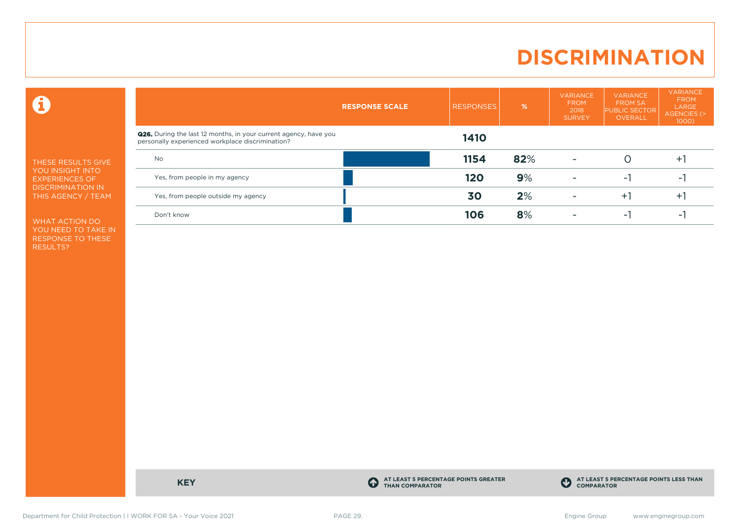# DISCRIMINATION

THESE RESULTS GIVE YOU INSIGHT INTO EXPERIENCES OF DISCRIMINATION IN THIS AGENCY / TEAM

WHAT ACTION DO YOU NEED TO TAKE IN RESPONSE TO THESE RESULTS?

| RESPONSE SCALE | RESPONSES | % | VARIANCE FROM 2018 SURVEY | VARIANCE FROM SA PUBLIC SECTOR OVERALL | VARIANCE FROM LARGE AGENCIES (> 1000) |
|---|---|---|---|---|---|
| **Q26.** During the last 12 months, in your current agency, have you personally experienced workplace discrimination? | **1410** | | | | |
| No | **1154** | **82**% | - | 0 | +1 |
| Yes, from people in my agency | **120** | **9**% | - | -1 | -1 |
| Yes, from people outside my agency | **30** | **2**% | - | +1 | +1 |
| Don't know | **106** | **8**% | - | -1 | -1 |

**KEY**

AT LEAST 5 PERCENTAGE POINTS GREATER THAN COMPARATOR

AT LEAST 5 PERCENTAGE POINTS LESS THAN COMPARATOR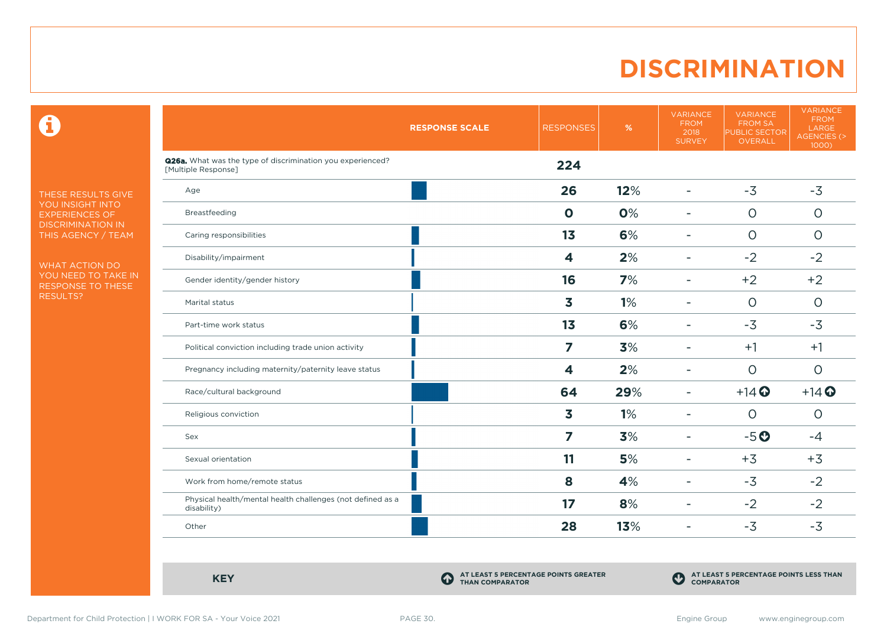# DISCRIMINATION

THESE RESULTS GIVE YOU INSIGHT INTO EXPERIENCES OF DISCRIMINATION IN THIS AGENCY / TEAM

WHAT ACTION DO YOU NEED TO TAKE IN RESPONSE TO THESE RESULTS?

| RESPONSE SCALE | RESPONSES | % | VARIANCE FROM 2018 SURVEY | VARIANCE FROM SA PUBLIC SECTOR OVERALL | VARIANCE FROM LARGE AGENCIES (> 1000) |
|---|---|---|---|---|---|
| **Q26a.** What was the type of discrimination you experienced? [Multiple Response] | **224** | | | | |
| Age | **26** | **12%** | - | -3 | -3 |
| Breastfeeding | **0** | **0%** | - | 0 | 0 |
| Caring responsibilities | **13** | **6%** | - | 0 | 0 |
| Disability/impairment | **4** | **2%** | - | -2 | -2 |
| Gender identity/gender history | **16** | **7%** | - | +2 | +2 |
| Marital status | **3** | **1%** | - | 0 | 0 |
| Part-time work status | **13** | **6%** | - | -3 | -3 |
| Political conviction including trade union activity | **7** | **3%** | - | +1 | +1 |
| Pregnancy including maternity/paternity leave status | **4** | **2%** | - | 0 | 0 |
| Race/cultural background | **64** | **29%** | - | +14 ⬆ | +14 ⬆ |
| Religious conviction | **3** | **1%** | - | 0 | 0 |
| Sex | **7** | **3%** | - | -5 ⬇ | -4 |
| Sexual orientation | **11** | **5%** | - | +3 | +3 |
| Work from home/remote status | **8** | **4%** | - | -3 | -2 |
| Physical health/mental health challenges (not defined as a disability) | **17** | **8%** | - | -2 | -2 |
| Other | **28** | **13%** | - | -3 | -3 |

**KEY**

⬆ AT LEAST 5 PERCENTAGE POINTS GREATER THAN COMPARATOR

⬇ AT LEAST 5 PERCENTAGE POINTS LESS THAN COMPARATOR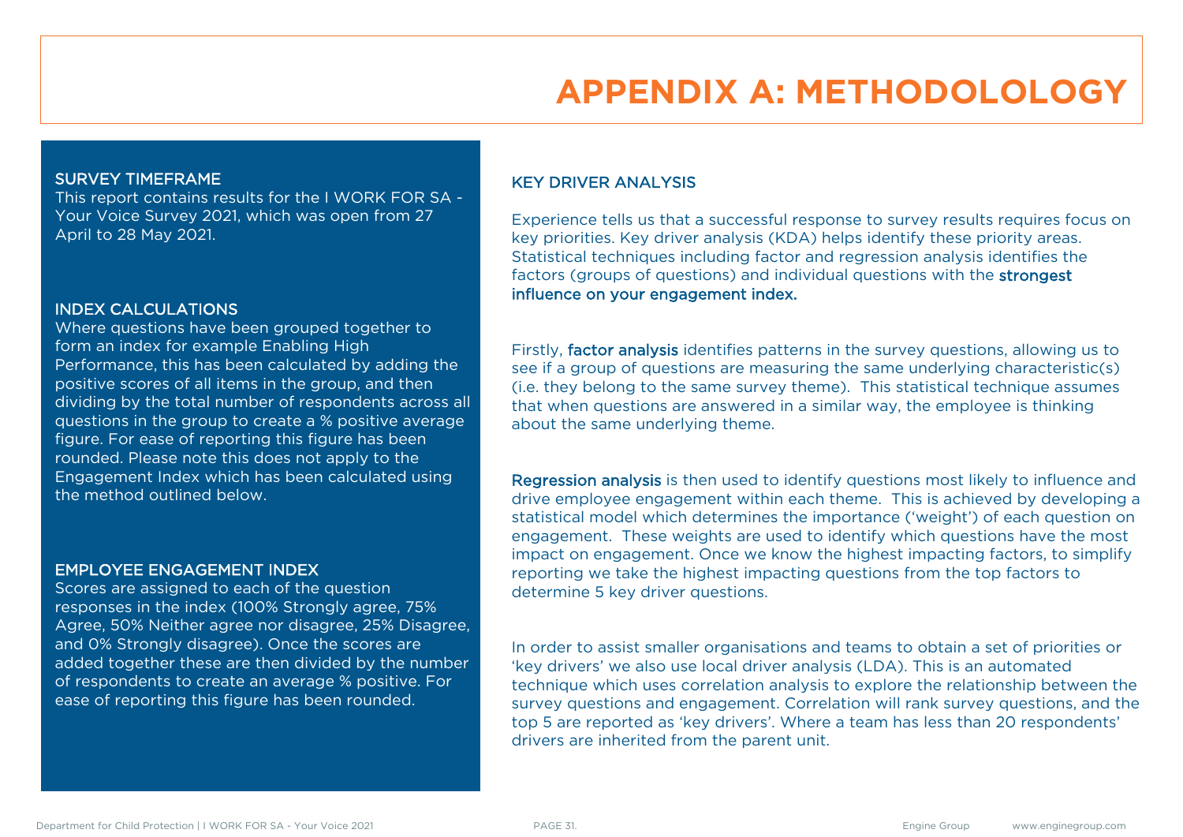# APPENDIX A: METHODOLOLOGY

## SURVEY TIMEFRAME

This report contains results for the I WORK FOR SA - Your Voice Survey 2021, which was open from 27 April to 28 May 2021.

## INDEX CALCULATIONS

Where questions have been grouped together to form an index for example Enabling High Performance, this has been calculated by adding the positive scores of all items in the group, and then dividing by the total number of respondents across all questions in the group to create a % positive average figure. For ease of reporting this figure has been rounded. Please note this does not apply to the Engagement Index which has been calculated using the method outlined below.

## EMPLOYEE ENGAGEMENT INDEX

Scores are assigned to each of the question responses in the index (100% Strongly agree, 75% Agree, 50% Neither agree nor disagree, 25% Disagree, and 0% Strongly disagree). Once the scores are added together these are then divided by the number of respondents to create an average % positive. For ease of reporting this figure has been rounded.

## KEY DRIVER ANALYSIS

Experience tells us that a successful response to survey results requires focus on key priorities. Key driver analysis (KDA) helps identify these priority areas. Statistical techniques including factor and regression analysis identifies the factors (groups of questions) and individual questions with the **strongest influence on your engagement index.**

Firstly, **factor analysis** identifies patterns in the survey questions, allowing us to see if a group of questions are measuring the same underlying characteristic(s) (i.e. they belong to the same survey theme). This statistical technique assumes that when questions are answered in a similar way, the employee is thinking about the same underlying theme.

**Regression analysis** is then used to identify questions most likely to influence and drive employee engagement within each theme. This is achieved by developing a statistical model which determines the importance ('weight') of each question on engagement. These weights are used to identify which questions have the most impact on engagement. Once we know the highest impacting factors, to simplify reporting we take the highest impacting questions from the top factors to determine 5 key driver questions.

In order to assist smaller organisations and teams to obtain a set of priorities or 'key drivers' we also use local driver analysis (LDA). This is an automated technique which uses correlation analysis to explore the relationship between the survey questions and engagement. Correlation will rank survey questions, and the top 5 are reported as 'key drivers'. Where a team has less than 20 respondents' drivers are inherited from the parent unit.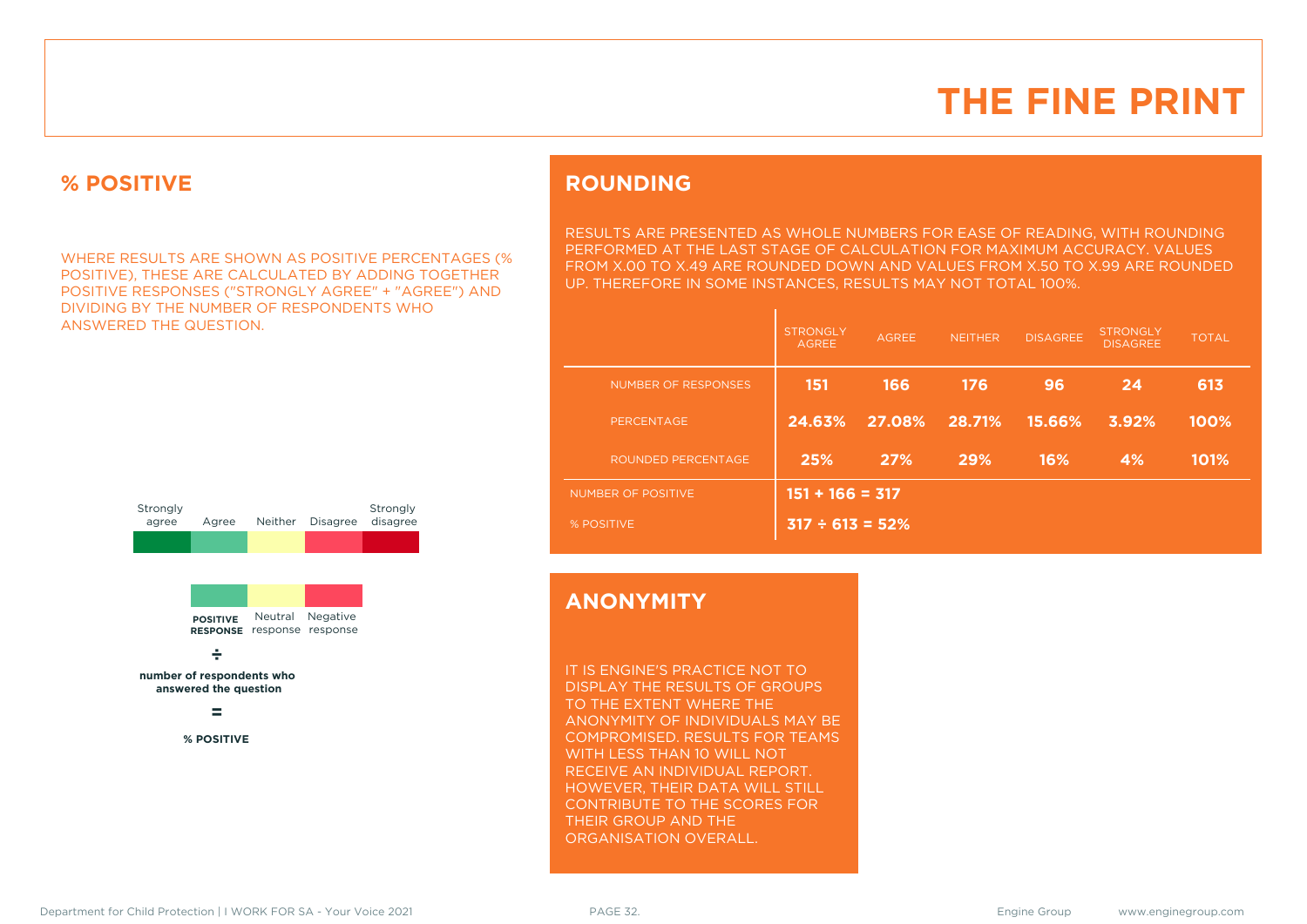# THE FINE PRINT

## % POSITIVE

WHERE RESULTS ARE SHOWN AS POSITIVE PERCENTAGES (% POSITIVE), THESE ARE CALCULATED BY ADDING TOGETHER POSITIVE RESPONSES ("STRONGLY AGREE" + "AGREE") AND DIVIDING BY THE NUMBER OF RESPONDENTS WHO ANSWERED THE QUESTION.

Strongly agree
Agree
Neither
Disagree
Strongly disagree

**POSITIVE RESPONSE**
Neutral response
Negative response

÷

**number of respondents who answered the question**

=

**% POSITIVE**

## ROUNDING

RESULTS ARE PRESENTED AS WHOLE NUMBERS FOR EASE OF READING, WITH ROUNDING PERFORMED AT THE LAST STAGE OF CALCULATION FOR MAXIMUM ACCURACY. VALUES FROM X.00 TO X.49 ARE ROUNDED DOWN AND VALUES FROM X.50 TO X.99 ARE ROUNDED UP. THEREFORE IN SOME INSTANCES, RESULTS MAY NOT TOTAL 100%.

| | STRONGLY AGREE | AGREE | NEITHER | DISAGREE | STRONGLY DISAGREE | TOTAL |
|---|---|---|---|---|---|---|
| NUMBER OF RESPONSES | **151** | **166** | **176** | **96** | **24** | **613** |
| PERCENTAGE | **24.63%** | **27.08%** | **28.71%** | **15.66%** | **3.92%** | **100%** |
| ROUNDED PERCENTAGE | **25%** | **27%** | **29%** | **16%** | **4%** | **101%** |
| NUMBER OF POSITIVE | **151 + 166 = 317** | | | | | |
| % POSITIVE | **317 ÷ 613 = 52%** | | | | | |

## ANONYMITY

IT IS ENGINE'S PRACTICE NOT TO DISPLAY THE RESULTS OF GROUPS TO THE EXTENT WHERE THE ANONYMITY OF INDIVIDUALS MAY BE COMPROMISED. RESULTS FOR TEAMS WITH LESS THAN 10 WILL NOT RECEIVE AN INDIVIDUAL REPORT. HOWEVER, THEIR DATA WILL STILL CONTRIBUTE TO THE SCORES FOR THEIR GROUP AND THE ORGANISATION OVERALL.